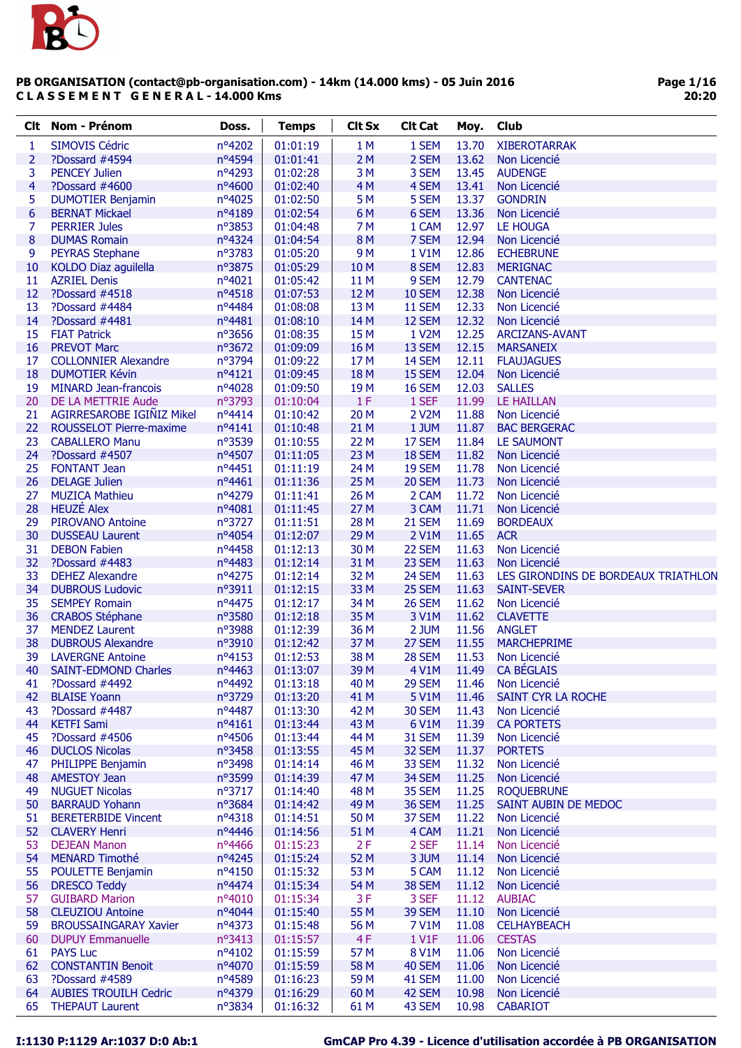**PB ORGANISATION (contact@pb-organisation.com) - 14km (14.000 kms) - 05 Juin 2016**
**CLASSEMENT GENERAL - 14.000 Kms**

| Clt | Nom - Prénom | Doss. | Temps | Clt Sx | Clt Cat | Moy. | Club |
|---|---|---|---|---|---|---|---|
| 1 | SIMOVIS Cédric | n°4202 | 01:01:19 | 1 M | 1 SEM | 13.70 | XIBEROTARRAK |
| 2 | ?Dossard #4594 | n°4594 | 01:01:41 | 2 M | 2 SEM | 13.62 | Non Licencié |
| 3 | PENCEY Julien | n°4293 | 01:02:28 | 3 M | 3 SEM | 13.45 | AUDENGE |
| 4 | ?Dossard #4600 | n°4600 | 01:02:40 | 4 M | 4 SEM | 13.41 | Non Licencié |
| 5 | DUMOTIER Benjamin | n°4025 | 01:02:50 | 5 M | 5 SEM | 13.37 | GONDRIN |
| 6 | BERNAT Mickael | n°4189 | 01:02:54 | 6 M | 6 SEM | 13.36 | Non Licencié |
| 7 | PERRIER Jules | n°3853 | 01:04:48 | 7 M | 1 CAM | 12.97 | LE HOUGA |
| 8 | DUMAS Romain | n°4324 | 01:04:54 | 8 M | 7 SEM | 12.94 | Non Licencié |
| 9 | PEYRAS Stephane | n°3783 | 01:05:20 | 9 M | 1 V1M | 12.86 | ECHEBRUNE |
| 10 | KOLDO Diaz aguilella | n°3875 | 01:05:29 | 10 M | 8 SEM | 12.83 | MERIGNAC |
| 11 | AZRIEL Denis | n°4021 | 01:05:42 | 11 M | 9 SEM | 12.79 | CANTENAC |
| 12 | ?Dossard #4518 | n°4518 | 01:07:53 | 12 M | 10 SEM | 12.38 | Non Licencié |
| 13 | ?Dossard #4484 | n°4484 | 01:08:08 | 13 M | 11 SEM | 12.33 | Non Licencié |
| 14 | ?Dossard #4481 | n°4481 | 01:08:10 | 14 M | 12 SEM | 12.32 | Non Licencié |
| 15 | FIAT Patrick | n°3656 | 01:08:35 | 15 M | 1 V2M | 12.25 | ARCIZANS-AVANT |
| 16 | PREVOT Marc | n°3672 | 01:09:09 | 16 M | 13 SEM | 12.15 | MARSANEIX |
| 17 | COLLONNIER Alexandre | n°3794 | 01:09:22 | 17 M | 14 SEM | 12.11 | FLAUJAGUES |
| 18 | DUMOTIER Kévin | n°4121 | 01:09:45 | 18 M | 15 SEM | 12.04 | Non Licencié |
| 19 | MINARD Jean-francois | n°4028 | 01:09:50 | 19 M | 16 SEM | 12.03 | SALLES |
| 20 | DE LA METTRIE Aude | n°3793 | 01:10:04 | 1 F | 1 SEF | 11.99 | LE HAILLAN |
| 21 | AGIRRESAROBE IGIÑIZ Mikel | n°4414 | 01:10:42 | 20 M | 2 V2M | 11.88 | Non Licencié |
| 22 | ROUSSELOT Pierre-maxime | n°4141 | 01:10:48 | 21 M | 1 JUM | 11.87 | BAC BERGERAC |
| 23 | CABALLERO Manu | n°3539 | 01:10:55 | 22 M | 17 SEM | 11.84 | LE SAUMONT |
| 24 | ?Dossard #4507 | n°4507 | 01:11:05 | 23 M | 18 SEM | 11.82 | Non Licencié |
| 25 | FONTANT Jean | n°4451 | 01:11:19 | 24 M | 19 SEM | 11.78 | Non Licencié |
| 26 | DELAGE Julien | n°4461 | 01:11:36 | 25 M | 20 SEM | 11.73 | Non Licencié |
| 27 | MUZICA Mathieu | n°4279 | 01:11:41 | 26 M | 2 CAM | 11.72 | Non Licencié |
| 28 | HEUZÉ Alex | n°4081 | 01:11:45 | 27 M | 3 CAM | 11.71 | Non Licencié |
| 29 | PIROVANO Antoine | n°3727 | 01:11:51 | 28 M | 21 SEM | 11.69 | BORDEAUX |
| 30 | DUSSEAU Laurent | n°4054 | 01:12:07 | 29 M | 2 V1M | 11.65 | ACR |
| 31 | DEBON Fabien | n°4458 | 01:12:13 | 30 M | 22 SEM | 11.63 | Non Licencié |
| 32 | ?Dossard #4483 | n°4483 | 01:12:14 | 31 M | 23 SEM | 11.63 | Non Licencié |
| 33 | DEHEZ Alexandre | n°4275 | 01:12:14 | 32 M | 24 SEM | 11.63 | LES GIRONDINS DE BORDEAUX TRIATHLON |
| 34 | DUBROUS Ludovic | n°3911 | 01:12:15 | 33 M | 25 SEM | 11.63 | SAINT-SEVER |
| 35 | SEMPEY Romain | n°4475 | 01:12:17 | 34 M | 26 SEM | 11.62 | Non Licencié |
| 36 | CRABOS Stéphane | n°3580 | 01:12:18 | 35 M | 3 V1M | 11.62 | CLAVETTE |
| 37 | MENDEZ Laurent | n°3988 | 01:12:39 | 36 M | 2 JUM | 11.56 | ANGLET |
| 38 | DUBROUS Alexandre | n°3910 | 01:12:42 | 37 M | 27 SEM | 11.55 | MARCHEPRIME |
| 39 | LAVERGNE Antoine | n°4153 | 01:12:53 | 38 M | 28 SEM | 11.53 | Non Licencié |
| 40 | SAINT-EDMOND Charles | n°4463 | 01:13:07 | 39 M | 4 V1M | 11.49 | CA BÉGLAIS |
| 41 | ?Dossard #4492 | n°4492 | 01:13:18 | 40 M | 29 SEM | 11.46 | Non Licencié |
| 42 | BLAISE Yoann | n°3729 | 01:13:20 | 41 M | 5 V1M | 11.46 | SAINT CYR LA ROCHE |
| 43 | ?Dossard #4487 | n°4487 | 01:13:30 | 42 M | 30 SEM | 11.43 | Non Licencié |
| 44 | KETFI Sami | n°4161 | 01:13:44 | 43 M | 6 V1M | 11.39 | CA PORTETS |
| 45 | ?Dossard #4506 | n°4506 | 01:13:44 | 44 M | 31 SEM | 11.39 | Non Licencié |
| 46 | DUCLOS Nicolas | n°3458 | 01:13:55 | 45 M | 32 SEM | 11.37 | PORTETS |
| 47 | PHILIPPE Benjamin | n°3498 | 01:14:14 | 46 M | 33 SEM | 11.32 | Non Licencié |
| 48 | AMESTOY Jean | n°3599 | 01:14:39 | 47 M | 34 SEM | 11.25 | Non Licencié |
| 49 | NUGUET Nicolas | n°3717 | 01:14:40 | 48 M | 35 SEM | 11.25 | ROQUEBRUNE |
| 50 | BARRAUD Yohann | n°3684 | 01:14:42 | 49 M | 36 SEM | 11.25 | SAINT AUBIN DE MEDOC |
| 51 | BERETERBIDE Vincent | n°4318 | 01:14:51 | 50 M | 37 SEM | 11.22 | Non Licencié |
| 52 | CLAVERY Henri | n°4446 | 01:14:56 | 51 M | 4 CAM | 11.21 | Non Licencié |
| 53 | DEJEAN Manon | n°4466 | 01:15:23 | 2 F | 2 SEF | 11.14 | Non Licencié |
| 54 | MENARD Timothé | n°4245 | 01:15:24 | 52 M | 3 JUM | 11.14 | Non Licencié |
| 55 | POULETTE Benjamin | n°4150 | 01:15:32 | 53 M | 5 CAM | 11.12 | Non Licencié |
| 56 | DRESCO Teddy | n°4474 | 01:15:34 | 54 M | 38 SEM | 11.12 | Non Licencié |
| 57 | GUIBARD Marion | n°4010 | 01:15:34 | 3 F | 3 SEF | 11.12 | AUBIAC |
| 58 | CLEUZIOU Antoine | n°4044 | 01:15:40 | 55 M | 39 SEM | 11.10 | Non Licencié |
| 59 | BROUSSAINGARAY Xavier | n°4373 | 01:15:48 | 56 M | 7 V1M | 11.08 | CELHAYBEACH |
| 60 | DUPUY Emmanuelle | n°3413 | 01:15:57 | 4 F | 1 V1F | 11.06 | CESTAS |
| 61 | PAYS Luc | n°4102 | 01:15:59 | 57 M | 8 V1M | 11.06 | Non Licencié |
| 62 | CONSTANTIN Benoit | n°4070 | 01:15:59 | 58 M | 40 SEM | 11.06 | Non Licencié |
| 63 | ?Dossard #4589 | n°4589 | 01:16:23 | 59 M | 41 SEM | 11.00 | Non Licencié |
| 64 | AUBIES TROUILH Cedric | n°4379 | 01:16:29 | 60 M | 42 SEM | 10.98 | Non Licencié |
| 65 | THEPAUT Laurent | n°3834 | 01:16:32 | 61 M | 43 SEM | 10.98 | CABARIOT |

I:1130 P:1129 Ar:1037 D:0 Ab:1

GmCAP Pro 4.39 - Licence d'utilisation accordée à PB ORGANISATION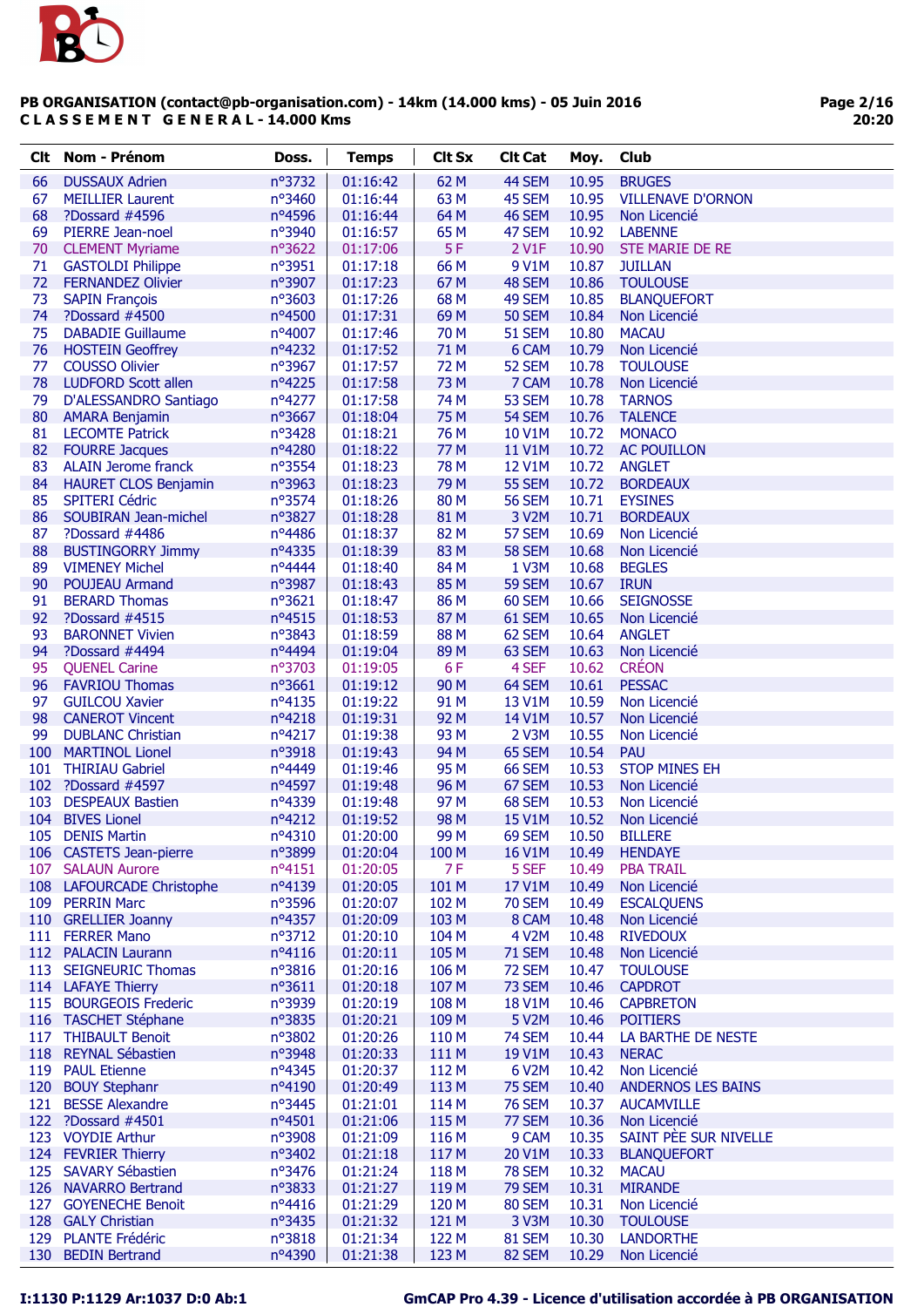**PB ORGANISATION (contact@pb-organisation.com) - 14km (14.000 kms) - 05 Juin 2016**
**C L A S S E M E N T   G E N E R A L - 14.000 Kms**

| Clt | Nom - Prénom | Doss. | Temps | Clt Sx | Clt Cat | Moy. | Club |
|---|---|---|---|---|---|---|---|
| 66 | DUSSAUX Adrien | n°3732 | 01:16:42 | 62 M | 44 SEM | 10.95 | BRUGES |
| 67 | MEILLIER Laurent | n°3460 | 01:16:44 | 63 M | 45 SEM | 10.95 | VILLENAVE D'ORNON |
| 68 | ?Dossard #4596 | n°4596 | 01:16:44 | 64 M | 46 SEM | 10.95 | Non Licencié |
| 69 | PIERRE Jean-noel | n°3940 | 01:16:57 | 65 M | 47 SEM | 10.92 | LABENNE |
| 70 | CLEMENT Myriame | n°3622 | 01:17:06 | 5 F | 2 V1F | 10.90 | STE MARIE DE RE |
| 71 | GASTOLDI Philippe | n°3951 | 01:17:18 | 66 M | 9 V1M | 10.87 | JUILLAN |
| 72 | FERNANDEZ Olivier | n°3907 | 01:17:23 | 67 M | 48 SEM | 10.86 | TOULOUSE |
| 73 | SAPIN François | n°3603 | 01:17:26 | 68 M | 49 SEM | 10.85 | BLANQUEFORT |
| 74 | ?Dossard #4500 | n°4500 | 01:17:31 | 69 M | 50 SEM | 10.84 | Non Licencié |
| 75 | DABADIE Guillaume | n°4007 | 01:17:46 | 70 M | 51 SEM | 10.80 | MACAU |
| 76 | HOSTEIN Geoffrey | n°4232 | 01:17:52 | 71 M | 6 CAM | 10.79 | Non Licencié |
| 77 | COUSSO Olivier | n°3967 | 01:17:57 | 72 M | 52 SEM | 10.78 | TOULOUSE |
| 78 | LUDFORD Scott allen | n°4225 | 01:17:58 | 73 M | 7 CAM | 10.78 | Non Licencié |
| 79 | D'ALESSANDRO Santiago | n°4277 | 01:17:58 | 74 M | 53 SEM | 10.78 | TARNOS |
| 80 | AMARA Benjamin | n°3667 | 01:18:04 | 75 M | 54 SEM | 10.76 | TALENCE |
| 81 | LECOMTE Patrick | n°3428 | 01:18:21 | 76 M | 10 V1M | 10.72 | MONACO |
| 82 | FOURRE Jacques | n°4280 | 01:18:22 | 77 M | 11 V1M | 10.72 | AC POUILLON |
| 83 | ALAIN Jerome franck | n°3554 | 01:18:23 | 78 M | 12 V1M | 10.72 | ANGLET |
| 84 | HAURET CLOS Benjamin | n°3963 | 01:18:23 | 79 M | 55 SEM | 10.72 | BORDEAUX |
| 85 | SPITERI Cédric | n°3574 | 01:18:26 | 80 M | 56 SEM | 10.71 | EYSINES |
| 86 | SOUBIRAN Jean-michel | n°3827 | 01:18:28 | 81 M | 3 V2M | 10.71 | BORDEAUX |
| 87 | ?Dossard #4486 | n°4486 | 01:18:37 | 82 M | 57 SEM | 10.69 | Non Licencié |
| 88 | BUSTINGORRY Jimmy | n°4335 | 01:18:39 | 83 M | 58 SEM | 10.68 | Non Licencié |
| 89 | VIMENEY Michel | n°4444 | 01:18:40 | 84 M | 1 V3M | 10.68 | BEGLES |
| 90 | POUJEAU Armand | n°3987 | 01:18:43 | 85 M | 59 SEM | 10.67 | IRUN |
| 91 | BERARD Thomas | n°3621 | 01:18:47 | 86 M | 60 SEM | 10.66 | SEIGNOSSE |
| 92 | ?Dossard #4515 | n°4515 | 01:18:53 | 87 M | 61 SEM | 10.65 | Non Licencié |
| 93 | BARONNET Vivien | n°3843 | 01:18:59 | 88 M | 62 SEM | 10.64 | ANGLET |
| 94 | ?Dossard #4494 | n°4494 | 01:19:04 | 89 M | 63 SEM | 10.63 | Non Licencié |
| 95 | QUENEL Carine | n°3703 | 01:19:05 | 6 F | 4 SEF | 10.62 | CRÉON |
| 96 | FAVRIOU Thomas | n°3661 | 01:19:12 | 90 M | 64 SEM | 10.61 | PESSAC |
| 97 | GUILCOU Xavier | n°4135 | 01:19:22 | 91 M | 13 V1M | 10.59 | Non Licencié |
| 98 | CANEROT Vincent | n°4218 | 01:19:31 | 92 M | 14 V1M | 10.57 | Non Licencié |
| 99 | DUBLANC Christian | n°4217 | 01:19:38 | 93 M | 2 V3M | 10.55 | Non Licencié |
| 100 | MARTINOL Lionel | n°3918 | 01:19:43 | 94 M | 65 SEM | 10.54 | PAU |
| 101 | THIRIAU Gabriel | n°4449 | 01:19:46 | 95 M | 66 SEM | 10.53 | STOP MINES EH |
| 102 | ?Dossard #4597 | n°4597 | 01:19:48 | 96 M | 67 SEM | 10.53 | Non Licencié |
| 103 | DESPEAUX Bastien | n°4339 | 01:19:48 | 97 M | 68 SEM | 10.53 | Non Licencié |
| 104 | BIVES Lionel | n°4212 | 01:19:52 | 98 M | 15 V1M | 10.52 | Non Licencié |
| 105 | DENIS Martin | n°4310 | 01:20:00 | 99 M | 69 SEM | 10.50 | BILLERE |
| 106 | CASTETS Jean-pierre | n°3899 | 01:20:04 | 100 M | 16 V1M | 10.49 | HENDAYE |
| 107 | SALAUN Aurore | n°4151 | 01:20:05 | 7 F | 5 SEF | 10.49 | PBA TRAIL |
| 108 | LAFOURCADE Christophe | n°4139 | 01:20:05 | 101 M | 17 V1M | 10.49 | Non Licencié |
| 109 | PERRIN Marc | n°3596 | 01:20:07 | 102 M | 70 SEM | 10.49 | ESCALQUENS |
| 110 | GRELLIER Joanny | n°4357 | 01:20:09 | 103 M | 8 CAM | 10.48 | Non Licencié |
| 111 | FERRER Mano | n°3712 | 01:20:10 | 104 M | 4 V2M | 10.48 | RIVEDOUX |
| 112 | PALACIN Laurann | n°4116 | 01:20:11 | 105 M | 71 SEM | 10.48 | Non Licencié |
| 113 | SEIGNEURIC Thomas | n°3816 | 01:20:16 | 106 M | 72 SEM | 10.47 | TOULOUSE |
| 114 | LAFAYE Thierry | n°3611 | 01:20:18 | 107 M | 73 SEM | 10.46 | CAPDROT |
| 115 | BOURGEOIS Frederic | n°3939 | 01:20:19 | 108 M | 18 V1M | 10.46 | CAPBRETON |
| 116 | TASCHET Stéphane | n°3835 | 01:20:21 | 109 M | 5 V2M | 10.46 | POITIERS |
| 117 | THIBAULT Benoit | n°3802 | 01:20:26 | 110 M | 74 SEM | 10.44 | LA BARTHE DE NESTE |
| 118 | REYNAL Sébastien | n°3948 | 01:20:33 | 111 M | 19 V1M | 10.43 | NERAC |
| 119 | PAUL Etienne | n°4345 | 01:20:37 | 112 M | 6 V2M | 10.42 | Non Licencié |
| 120 | BOUY Stephanr | n°4190 | 01:20:49 | 113 M | 75 SEM | 10.40 | ANDERNOS LES BAINS |
| 121 | BESSE Alexandre | n°3445 | 01:21:01 | 114 M | 76 SEM | 10.37 | AUCAMVILLE |
| 122 | ?Dossard #4501 | n°4501 | 01:21:06 | 115 M | 77 SEM | 10.36 | Non Licencié |
| 123 | VOYDIE Arthur | n°3908 | 01:21:09 | 116 M | 9 CAM | 10.35 | SAINT PÈE SUR NIVELLE |
| 124 | FEVRIER Thierry | n°3402 | 01:21:18 | 117 M | 20 V1M | 10.33 | BLANQUEFORT |
| 125 | SAVARY Sébastien | n°3476 | 01:21:24 | 118 M | 78 SEM | 10.32 | MACAU |
| 126 | NAVARRO Bertrand | n°3833 | 01:21:27 | 119 M | 79 SEM | 10.31 | MIRANDE |
| 127 | GOYENECHE Benoit | n°4416 | 01:21:29 | 120 M | 80 SEM | 10.31 | Non Licencié |
| 128 | GALY Christian | n°3435 | 01:21:32 | 121 M | 3 V3M | 10.30 | TOULOUSE |
| 129 | PLANTE Frédéric | n°3818 | 01:21:34 | 122 M | 81 SEM | 10.30 | LANDORTHE |
| 130 | BEDIN Bertrand | n°4390 | 01:21:38 | 123 M | 82 SEM | 10.29 | Non Licencié |

I:1130 P:1129 Ar:1037 D:0 Ab:1 — GmCAP Pro 4.39 - Licence d'utilisation accordée à PB ORGANISATION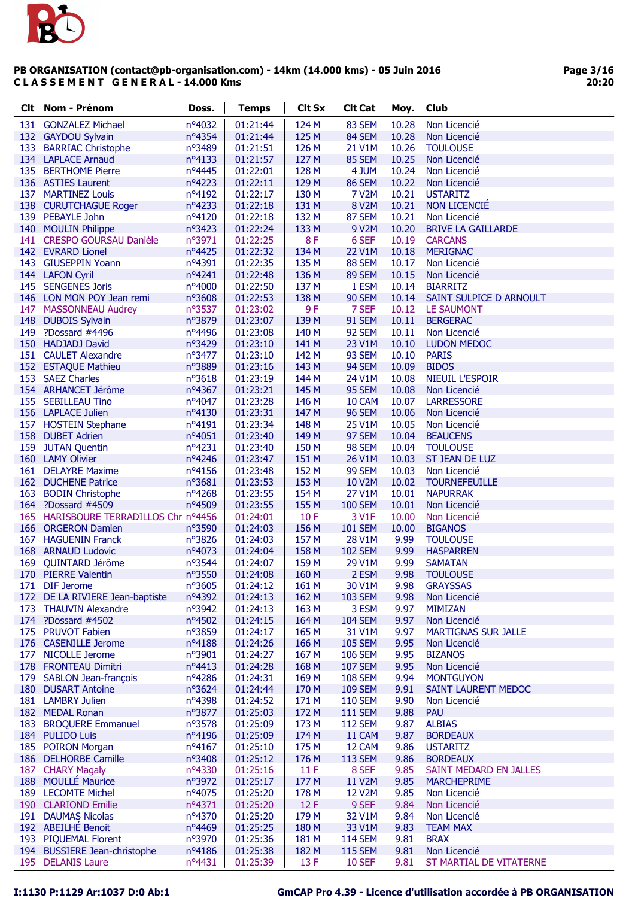**PB ORGANISATION (contact@pb-organisation.com) - 14km (14.000 kms) - 05 Juin 2016**
**C L A S S E M E N T   G E N E R A L - 14.000 Kms**

| Clt | Nom - Prénom | Doss. | Temps | Clt Sx | Clt Cat | Moy. | Club |
|---|---|---|---|---|---|---|---|
| 131 | GONZALEZ Michael | n°4032 | 01:21:44 | 124 M | 83 SEM | 10.28 | Non Licencié |
| 132 | GAYDOU Sylvain | n°4354 | 01:21:44 | 125 M | 84 SEM | 10.28 | Non Licencié |
| 133 | BARRIAC Christophe | n°3489 | 01:21:51 | 126 M | 21 V1M | 10.26 | TOULOUSE |
| 134 | LAPLACE Arnaud | n°4133 | 01:21:57 | 127 M | 85 SEM | 10.25 | Non Licencié |
| 135 | BERTHOME Pierre | n°4445 | 01:22:01 | 128 M | 4 JUM | 10.24 | Non Licencié |
| 136 | ASTIES Laurent | n°4223 | 01:22:11 | 129 M | 86 SEM | 10.22 | Non Licencié |
| 137 | MARTINEZ Louis | n°4192 | 01:22:17 | 130 M | 7 V2M | 10.21 | USTARITZ |
| 138 | CURUTCHAGUE Roger | n°4233 | 01:22:18 | 131 M | 8 V2M | 10.21 | NON LICENCIÉ |
| 139 | PEBAYLE John | n°4120 | 01:22:18 | 132 M | 87 SEM | 10.21 | Non Licencié |
| 140 | MOULIN Philippe | n°3423 | 01:22:24 | 133 M | 9 V2M | 10.20 | BRIVE LA GAILLARDE |
| 141 | CRESPO GOURSAU Danièle | n°3971 | 01:22:25 | 8 F | 6 SEF | 10.19 | CARCANS |
| 142 | EVRARD Lionel | n°4425 | 01:22:32 | 134 M | 22 V1M | 10.18 | MERIGNAC |
| 143 | GIUSEPPIN Yoann | n°4391 | 01:22:35 | 135 M | 88 SEM | 10.17 | Non Licencié |
| 144 | LAFON Cyril | n°4241 | 01:22:48 | 136 M | 89 SEM | 10.15 | Non Licencié |
| 145 | SENGENES Joris | n°4000 | 01:22:50 | 137 M | 1 ESM | 10.14 | BIARRITZ |
| 146 | LON MON POY Jean remi | n°3608 | 01:22:53 | 138 M | 90 SEM | 10.14 | SAINT SULPICE D ARNOULT |
| 147 | MASSONNEAU Audrey | n°3537 | 01:23:02 | 9 F | 7 SEF | 10.12 | LE SAUMONT |
| 148 | DUBOIS Sylvain | n°3879 | 01:23:07 | 139 M | 91 SEM | 10.11 | BERGERAC |
| 149 | ?Dossard #4496 | n°4496 | 01:23:08 | 140 M | 92 SEM | 10.11 | Non Licencié |
| 150 | HADJADJ David | n°3429 | 01:23:10 | 141 M | 23 V1M | 10.10 | LUDON MEDOC |
| 151 | CAULET Alexandre | n°3477 | 01:23:10 | 142 M | 93 SEM | 10.10 | PARIS |
| 152 | ESTAQUE Mathieu | n°3889 | 01:23:16 | 143 M | 94 SEM | 10.09 | BIDOS |
| 153 | SAEZ Charles | n°3618 | 01:23:19 | 144 M | 24 V1M | 10.08 | NIEUIL L'ESPOIR |
| 154 | ARHANCET Jérôme | n°4367 | 01:23:21 | 145 M | 95 SEM | 10.08 | Non Licencié |
| 155 | SEBILLEAU Tino | n°4047 | 01:23:28 | 146 M | 10 CAM | 10.07 | LARRESSORE |
| 156 | LAPLACE Julien | n°4130 | 01:23:31 | 147 M | 96 SEM | 10.06 | Non Licencié |
| 157 | HOSTEIN Stephane | n°4191 | 01:23:34 | 148 M | 25 V1M | 10.05 | Non Licencié |
| 158 | DUBET Adrien | n°4051 | 01:23:40 | 149 M | 97 SEM | 10.04 | BEAUCENS |
| 159 | JUTAN Quentin | n°4231 | 01:23:40 | 150 M | 98 SEM | 10.04 | TOULOUSE |
| 160 | LAMY Olivier | n°4246 | 01:23:47 | 151 M | 26 V1M | 10.03 | ST JEAN DE LUZ |
| 161 | DELAYRE Maxime | n°4156 | 01:23:48 | 152 M | 99 SEM | 10.03 | Non Licencié |
| 162 | DUCHENE Patrice | n°3681 | 01:23:53 | 153 M | 10 V2M | 10.02 | TOURNEFEUILLE |
| 163 | BODIN Christophe | n°4268 | 01:23:55 | 154 M | 27 V1M | 10.01 | NAPURRAK |
| 164 | ?Dossard #4509 | n°4509 | 01:23:55 | 155 M | 100 SEM | 10.01 | Non Licencié |
| 165 | HARISBOURE TERRADILLOS Chr | n°4456 | 01:24:01 | 10 F | 3 V1F | 10.00 | Non Licencié |
| 166 | ORGERON Damien | n°3590 | 01:24:03 | 156 M | 101 SEM | 10.00 | BIGANOS |
| 167 | HAGUENIN Franck | n°3826 | 01:24:03 | 157 M | 28 V1M | 9.99 | TOULOUSE |
| 168 | ARNAUD Ludovic | n°4073 | 01:24:04 | 158 M | 102 SEM | 9.99 | HASPARREN |
| 169 | QUINTARD Jérôme | n°3544 | 01:24:07 | 159 M | 29 V1M | 9.99 | SAMATAN |
| 170 | PIERRE Valentin | n°3550 | 01:24:08 | 160 M | 2 ESM | 9.98 | TOULOUSE |
| 171 | DIF Jerome | n°3605 | 01:24:12 | 161 M | 30 V1M | 9.98 | GRAYSSAS |
| 172 | DE LA RIVIERE Jean-baptiste | n°4392 | 01:24:13 | 162 M | 103 SEM | 9.98 | Non Licencié |
| 173 | THAUVIN Alexandre | n°3942 | 01:24:13 | 163 M | 3 ESM | 9.97 | MIMIZAN |
| 174 | ?Dossard #4502 | n°4502 | 01:24:15 | 164 M | 104 SEM | 9.97 | Non Licencié |
| 175 | PRUVOT Fabien | n°3859 | 01:24:17 | 165 M | 31 V1M | 9.97 | MARTIGNAS SUR JALLE |
| 176 | CASENILLE Jerome | n°4188 | 01:24:26 | 166 M | 105 SEM | 9.95 | Non Licencié |
| 177 | NICOLLE Jerome | n°3901 | 01:24:27 | 167 M | 106 SEM | 9.95 | BIZANOS |
| 178 | FRONTEAU Dimitri | n°4413 | 01:24:28 | 168 M | 107 SEM | 9.95 | Non Licencié |
| 179 | SABLON Jean-françois | n°4286 | 01:24:31 | 169 M | 108 SEM | 9.94 | MONTGUYON |
| 180 | DUSART Antoine | n°3624 | 01:24:44 | 170 M | 109 SEM | 9.91 | SAINT LAURENT MEDOC |
| 181 | LAMBRY Julien | n°4398 | 01:24:52 | 171 M | 110 SEM | 9.90 | Non Licencié |
| 182 | MEDAL Ronan | n°3877 | 01:25:03 | 172 M | 111 SEM | 9.88 | PAU |
| 183 | BROQUERE Emmanuel | n°3578 | 01:25:09 | 173 M | 112 SEM | 9.87 | ALBIAS |
| 184 | PULIDO Luis | n°4196 | 01:25:09 | 174 M | 11 CAM | 9.87 | BORDEAUX |
| 185 | POIRON Morgan | n°4167 | 01:25:10 | 175 M | 12 CAM | 9.86 | USTARITZ |
| 186 | DELHORBE Camille | n°3408 | 01:25:12 | 176 M | 113 SEM | 9.86 | BORDEAUX |
| 187 | CHARY Magaly | n°4330 | 01:25:16 | 11 F | 8 SEF | 9.85 | SAINT MEDARD EN JALLES |
| 188 | MOULLÉ Maurice | n°3972 | 01:25:17 | 177 M | 11 V2M | 9.85 | MARCHEPRIME |
| 189 | LECOMTE Michel | n°4075 | 01:25:20 | 178 M | 12 V2M | 9.85 | Non Licencié |
| 190 | CLARIOND Emilie | n°4371 | 01:25:20 | 12 F | 9 SEF | 9.84 | Non Licencié |
| 191 | DAUMAS Nicolas | n°4370 | 01:25:20 | 179 M | 32 V1M | 9.84 | Non Licencié |
| 192 | ABEILHÉ Benoit | n°4469 | 01:25:25 | 180 M | 33 V1M | 9.83 | TEAM MAX |
| 193 | PIQUEMAL Florent | n°3970 | 01:25:36 | 181 M | 114 SEM | 9.81 | BRAX |
| 194 | BUSSIERE Jean-christophe | n°4186 | 01:25:38 | 182 M | 115 SEM | 9.81 | Non Licencié |
| 195 | DELANIS Laure | n°4431 | 01:25:39 | 13 F | 10 SEF | 9.81 | ST MARTIAL DE VITATERNE |

I:1130 P:1129 Ar:1037 D:0 Ab:1 — GmCAP Pro 4.39 - Licence d'utilisation accordée à PB ORGANISATION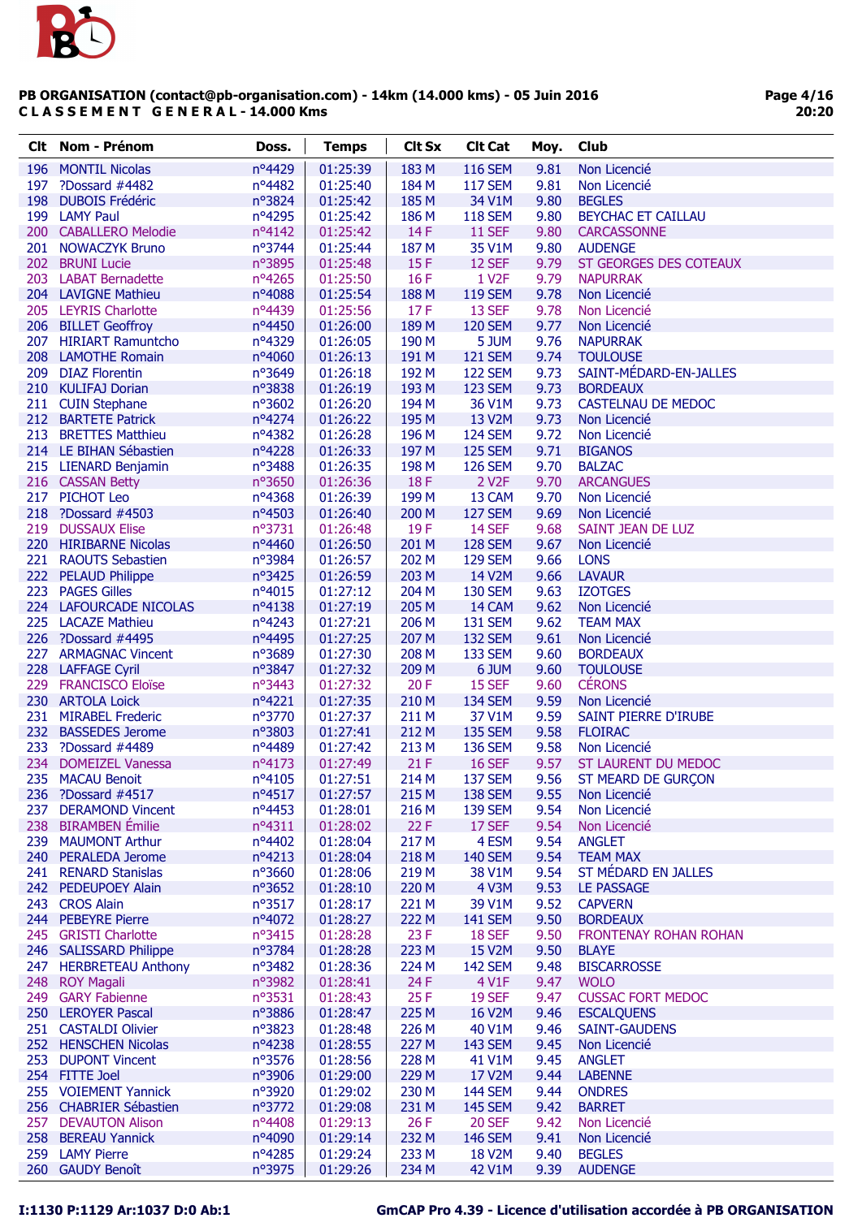**PB ORGANISATION (contact@pb-organisation.com) - 14km (14.000 kms) - 05 Juin 2016**
**C L A S S E M E N T   G E N E R A L - 14.000 Kms**

| Clt | Nom - Prénom | Doss. | Temps | Clt Sx | Clt Cat | Moy. | Club |
|---|---|---|---|---|---|---|---|
| 196 | MONTIL Nicolas | n°4429 | 01:25:39 | 183 M | 116 SEM | 9.81 | Non Licencié |
| 197 | ?Dossard #4482 | n°4482 | 01:25:40 | 184 M | 117 SEM | 9.81 | Non Licencié |
| 198 | DUBOIS Frédéric | n°3824 | 01:25:42 | 185 M | 34 V1M | 9.80 | BEGLES |
| 199 | LAMY Paul | n°4295 | 01:25:42 | 186 M | 118 SEM | 9.80 | BEYCHAC ET CAILLAU |
| 200 | CABALLERO Melodie | n°4142 | 01:25:42 | 14 F | 11 SEF | 9.80 | CARCASSONNE |
| 201 | NOWACZYK Bruno | n°3744 | 01:25:44 | 187 M | 35 V1M | 9.80 | AUDENGE |
| 202 | BRUNI Lucie | n°3895 | 01:25:48 | 15 F | 12 SEF | 9.79 | ST GEORGES DES COTEAUX |
| 203 | LABAT Bernadette | n°4265 | 01:25:50 | 16 F | 1 V2F | 9.79 | NAPURRAK |
| 204 | LAVIGNE Mathieu | n°4088 | 01:25:54 | 188 M | 119 SEM | 9.78 | Non Licencié |
| 205 | LEYRIS Charlotte | n°4439 | 01:25:56 | 17 F | 13 SEF | 9.78 | Non Licencié |
| 206 | BILLET Geoffroy | n°4450 | 01:26:00 | 189 M | 120 SEM | 9.77 | Non Licencié |
| 207 | HIRIART Ramuntcho | n°4329 | 01:26:05 | 190 M | 5 JUM | 9.76 | NAPURRAK |
| 208 | LAMOTHE Romain | n°4060 | 01:26:13 | 191 M | 121 SEM | 9.74 | TOULOUSE |
| 209 | DIAZ Florentin | n°3649 | 01:26:18 | 192 M | 122 SEM | 9.73 | SAINT-MÉDARD-EN-JALLES |
| 210 | KULIFAJ Dorian | n°3838 | 01:26:19 | 193 M | 123 SEM | 9.73 | BORDEAUX |
| 211 | CUIN Stephane | n°3602 | 01:26:20 | 194 M | 36 V1M | 9.73 | CASTELNAU DE MEDOC |
| 212 | BARTETE Patrick | n°4274 | 01:26:22 | 195 M | 13 V2M | 9.73 | Non Licencié |
| 213 | BRETTES Matthieu | n°4382 | 01:26:28 | 196 M | 124 SEM | 9.72 | Non Licencié |
| 214 | LE BIHAN Sébastien | n°4228 | 01:26:33 | 197 M | 125 SEM | 9.71 | BIGANOS |
| 215 | LIENARD Benjamin | n°3488 | 01:26:35 | 198 M | 126 SEM | 9.70 | BALZAC |
| 216 | CASSAN Betty | n°3650 | 01:26:36 | 18 F | 2 V2F | 9.70 | ARCANGUES |
| 217 | PICHOT Leo | n°4368 | 01:26:39 | 199 M | 13 CAM | 9.70 | Non Licencié |
| 218 | ?Dossard #4503 | n°4503 | 01:26:40 | 200 M | 127 SEM | 9.69 | Non Licencié |
| 219 | DUSSAUX Elise | n°3731 | 01:26:48 | 19 F | 14 SEF | 9.68 | SAINT JEAN DE LUZ |
| 220 | HIRIBARNE Nicolas | n°4460 | 01:26:50 | 201 M | 128 SEM | 9.67 | Non Licencié |
| 221 | RAOUTS Sebastien | n°3984 | 01:26:57 | 202 M | 129 SEM | 9.66 | LONS |
| 222 | PELAUD Philippe | n°3425 | 01:26:59 | 203 M | 14 V2M | 9.66 | LAVAUR |
| 223 | PAGES Gilles | n°4015 | 01:27:12 | 204 M | 130 SEM | 9.63 | IZOTGES |
| 224 | LAFOURCADE NICOLAS | n°4138 | 01:27:19 | 205 M | 14 CAM | 9.62 | Non Licencié |
| 225 | LACAZE Mathieu | n°4243 | 01:27:21 | 206 M | 131 SEM | 9.62 | TEAM MAX |
| 226 | ?Dossard #4495 | n°4495 | 01:27:25 | 207 M | 132 SEM | 9.61 | Non Licencié |
| 227 | ARMAGNAC Vincent | n°3689 | 01:27:30 | 208 M | 133 SEM | 9.60 | BORDEAUX |
| 228 | LAFFAGE Cyril | n°3847 | 01:27:32 | 209 M | 6 JUM | 9.60 | TOULOUSE |
| 229 | FRANCISCO Eloïse | n°3443 | 01:27:32 | 20 F | 15 SEF | 9.60 | CÉRONS |
| 230 | ARTOLA Loick | n°4221 | 01:27:35 | 210 M | 134 SEM | 9.59 | Non Licencié |
| 231 | MIRABEL Frederic | n°3770 | 01:27:37 | 211 M | 37 V1M | 9.59 | SAINT PIERRE D'IRUBE |
| 232 | BASSEDES Jerome | n°3803 | 01:27:41 | 212 M | 135 SEM | 9.58 | FLOIRAC |
| 233 | ?Dossard #4489 | n°4489 | 01:27:42 | 213 M | 136 SEM | 9.58 | Non Licencié |
| 234 | DOMEIZEL Vanessa | n°4173 | 01:27:49 | 21 F | 16 SEF | 9.57 | ST LAURENT DU MEDOC |
| 235 | MACAU Benoit | n°4105 | 01:27:51 | 214 M | 137 SEM | 9.56 | ST MEARD DE GURÇON |
| 236 | ?Dossard #4517 | n°4517 | 01:27:57 | 215 M | 138 SEM | 9.55 | Non Licencié |
| 237 | DERAMOND Vincent | n°4453 | 01:28:01 | 216 M | 139 SEM | 9.54 | Non Licencié |
| 238 | BIRAMBEN Émilie | n°4311 | 01:28:02 | 22 F | 17 SEF | 9.54 | Non Licencié |
| 239 | MAUMONT Arthur | n°4402 | 01:28:04 | 217 M | 4 ESM | 9.54 | ANGLET |
| 240 | PERALEDA Jerome | n°4213 | 01:28:04 | 218 M | 140 SEM | 9.54 | TEAM MAX |
| 241 | RENARD Stanislas | n°3660 | 01:28:06 | 219 M | 38 V1M | 9.54 | ST MÉDARD EN JALLES |
| 242 | PEDEUPOEY Alain | n°3652 | 01:28:10 | 220 M | 4 V3M | 9.53 | LE PASSAGE |
| 243 | CROS Alain | n°3517 | 01:28:17 | 221 M | 39 V1M | 9.52 | CAPVERN |
| 244 | PEBEYRE Pierre | n°4072 | 01:28:27 | 222 M | 141 SEM | 9.50 | BORDEAUX |
| 245 | GRISTI Charlotte | n°3415 | 01:28:28 | 23 F | 18 SEF | 9.50 | FRONTENAY ROHAN ROHAN |
| 246 | SALISSARD Philippe | n°3784 | 01:28:28 | 223 M | 15 V2M | 9.50 | BLAYE |
| 247 | HERBRETEAU Anthony | n°3482 | 01:28:36 | 224 M | 142 SEM | 9.48 | BISCARROSSE |
| 248 | ROY Magali | n°3982 | 01:28:41 | 24 F | 4 V1F | 9.47 | WOLO |
| 249 | GARY Fabienne | n°3531 | 01:28:43 | 25 F | 19 SEF | 9.47 | CUSSAC FORT MEDOC |
| 250 | LEROYER Pascal | n°3886 | 01:28:47 | 225 M | 16 V2M | 9.46 | ESCALQUENS |
| 251 | CASTALDI Olivier | n°3823 | 01:28:48 | 226 M | 40 V1M | 9.46 | SAINT-GAUDENS |
| 252 | HENSCHEN Nicolas | n°4238 | 01:28:55 | 227 M | 143 SEM | 9.45 | Non Licencié |
| 253 | DUPONT Vincent | n°3576 | 01:28:56 | 228 M | 41 V1M | 9.45 | ANGLET |
| 254 | FITTE Joel | n°3906 | 01:29:00 | 229 M | 17 V2M | 9.44 | LABENNE |
| 255 | VOIEMENT Yannick | n°3920 | 01:29:02 | 230 M | 144 SEM | 9.44 | ONDRES |
| 256 | CHABRIER Sébastien | n°3772 | 01:29:08 | 231 M | 145 SEM | 9.42 | BARRET |
| 257 | DEVAUTON Alison | n°4408 | 01:29:13 | 26 F | 20 SEF | 9.42 | Non Licencié |
| 258 | BEREAU Yannick | n°4090 | 01:29:14 | 232 M | 146 SEM | 9.41 | Non Licencié |
| 259 | LAMY Pierre | n°4285 | 01:29:24 | 233 M | 18 V2M | 9.40 | BEGLES |
| 260 | GAUDY Benoît | n°3975 | 01:29:26 | 234 M | 42 V1M | 9.39 | AUDENGE |

I:1130 P:1129 Ar:1037 D:0 Ab:1

GmCAP Pro 4.39 - Licence d'utilisation accordée à PB ORGANISATION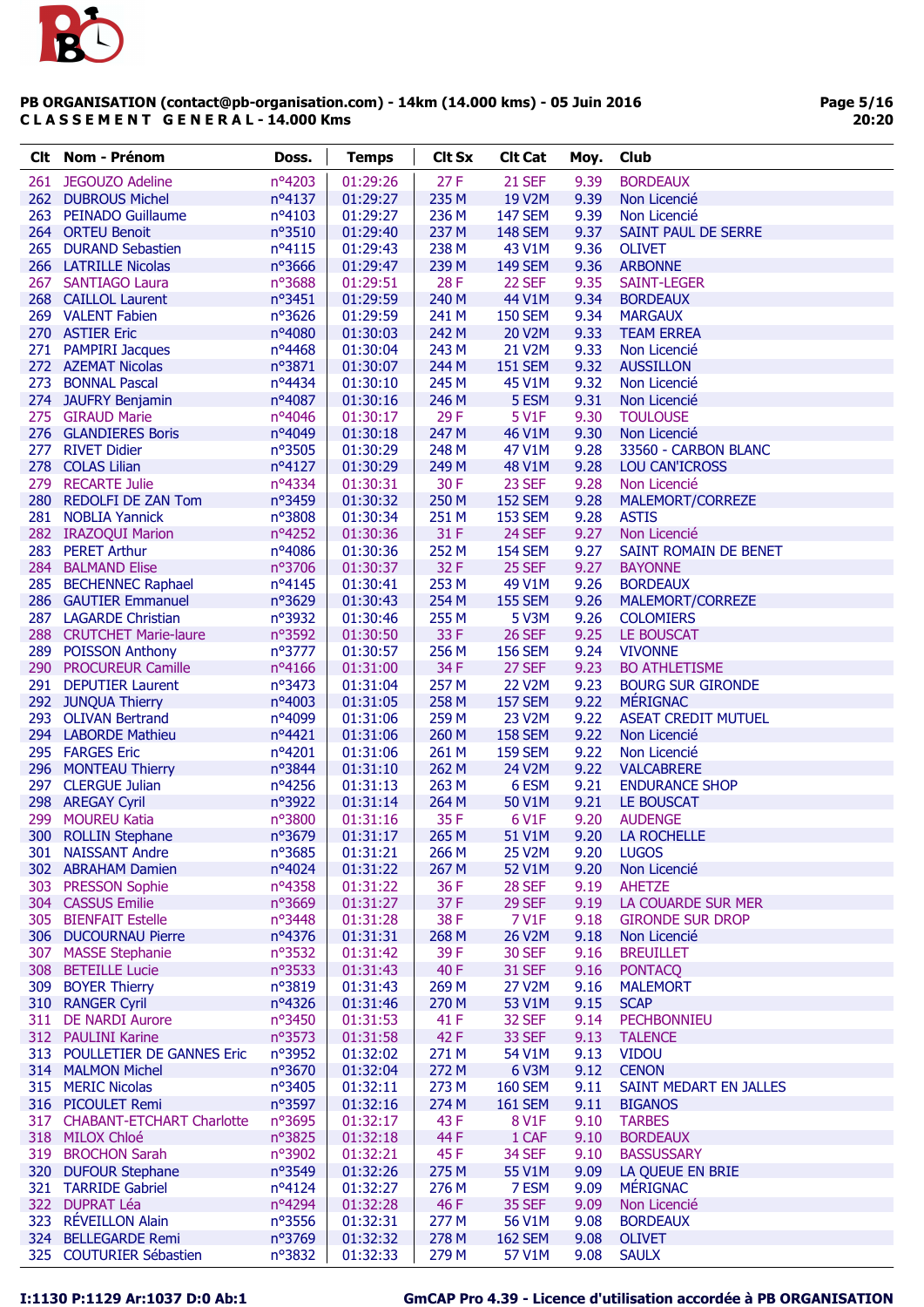**PB ORGANISATION (contact@pb-organisation.com) - 14km (14.000 kms) - 05 Juin 2016**
**CLASSEMENT GENERAL - 14.000 Kms**

| Clt | Nom - Prénom | Doss. | Temps | Clt Sx | Clt Cat | Moy. | Club |
|---|---|---|---|---|---|---|---|
| 261 | JEGOUZO Adeline | n°4203 | 01:29:26 | 27 F | 21 SEF | 9.39 | BORDEAUX |
| 262 | DUBROUS Michel | n°4137 | 01:29:27 | 235 M | 19 V2M | 9.39 | Non Licencié |
| 263 | PEINADO Guillaume | n°4103 | 01:29:27 | 236 M | 147 SEM | 9.39 | Non Licencié |
| 264 | ORTEU Benoit | n°3510 | 01:29:40 | 237 M | 148 SEM | 9.37 | SAINT PAUL DE SERRE |
| 265 | DURAND Sebastien | n°4115 | 01:29:43 | 238 M | 43 V1M | 9.36 | OLIVET |
| 266 | LATRILLE Nicolas | n°3666 | 01:29:47 | 239 M | 149 SEM | 9.36 | ARBONNE |
| 267 | SANTIAGO Laura | n°3688 | 01:29:51 | 28 F | 22 SEF | 9.35 | SAINT-LEGER |
| 268 | CAILLOL Laurent | n°3451 | 01:29:59 | 240 M | 44 V1M | 9.34 | BORDEAUX |
| 269 | VALENT Fabien | n°3626 | 01:29:59 | 241 M | 150 SEM | 9.34 | MARGAUX |
| 270 | ASTIER Eric | n°4080 | 01:30:03 | 242 M | 20 V2M | 9.33 | TEAM ERREA |
| 271 | PAMPIRI Jacques | n°4468 | 01:30:04 | 243 M | 21 V2M | 9.33 | Non Licencié |
| 272 | AZEMAT Nicolas | n°3871 | 01:30:07 | 244 M | 151 SEM | 9.32 | AUSSILLON |
| 273 | BONNAL Pascal | n°4434 | 01:30:10 | 245 M | 45 V1M | 9.32 | Non Licencié |
| 274 | JAUFRY Benjamin | n°4087 | 01:30:16 | 246 M | 5 ESM | 9.31 | Non Licencié |
| 275 | GIRAUD Marie | n°4046 | 01:30:17 | 29 F | 5 V1F | 9.30 | TOULOUSE |
| 276 | GLANDIERES Boris | n°4049 | 01:30:18 | 247 M | 46 V1M | 9.30 | Non Licencié |
| 277 | RIVET Didier | n°3505 | 01:30:29 | 248 M | 47 V1M | 9.28 | 33560 - CARBON BLANC |
| 278 | COLAS Lilian | n°4127 | 01:30:29 | 249 M | 48 V1M | 9.28 | LOU CAN'ICROSS |
| 279 | RECARTE Julie | n°4334 | 01:30:31 | 30 F | 23 SEF | 9.28 | Non Licencié |
| 280 | REDOLFI DE ZAN Tom | n°3459 | 01:30:32 | 250 M | 152 SEM | 9.28 | MALEMORT/CORREZE |
| 281 | NOBLIA Yannick | n°3808 | 01:30:34 | 251 M | 153 SEM | 9.28 | ASTIS |
| 282 | IRAZOQUI Marion | n°4252 | 01:30:36 | 31 F | 24 SEF | 9.27 | Non Licencié |
| 283 | PERET Arthur | n°4086 | 01:30:36 | 252 M | 154 SEM | 9.27 | SAINT ROMAIN DE BENET |
| 284 | BALMAND Elise | n°3706 | 01:30:37 | 32 F | 25 SEF | 9.27 | BAYONNE |
| 285 | BECHENNEC Raphael | n°4145 | 01:30:41 | 253 M | 49 V1M | 9.26 | BORDEAUX |
| 286 | GAUTIER Emmanuel | n°3629 | 01:30:43 | 254 M | 155 SEM | 9.26 | MALEMORT/CORREZE |
| 287 | LAGARDE Christian | n°3932 | 01:30:46 | 255 M | 5 V3M | 9.26 | COLOMIERS |
| 288 | CRUTCHET Marie-laure | n°3592 | 01:30:50 | 33 F | 26 SEF | 9.25 | LE BOUSCAT |
| 289 | POISSON Anthony | n°3777 | 01:30:57 | 256 M | 156 SEM | 9.24 | VIVONNE |
| 290 | PROCUREUR Camille | n°4166 | 01:31:00 | 34 F | 27 SEF | 9.23 | BO ATHLETISME |
| 291 | DEPUTIER Laurent | n°3473 | 01:31:04 | 257 M | 22 V2M | 9.23 | BOURG SUR GIRONDE |
| 292 | JUNQUA Thierry | n°4003 | 01:31:05 | 258 M | 157 SEM | 9.22 | MÉRIGNAC |
| 293 | OLIVAN Bertrand | n°4099 | 01:31:06 | 259 M | 23 V2M | 9.22 | ASEAT CREDIT MUTUEL |
| 294 | LABORDE Mathieu | n°4421 | 01:31:06 | 260 M | 158 SEM | 9.22 | Non Licencié |
| 295 | FARGES Eric | n°4201 | 01:31:06 | 261 M | 159 SEM | 9.22 | Non Licencié |
| 296 | MONTEAU Thierry | n°3844 | 01:31:10 | 262 M | 24 V2M | 9.22 | VALCABRERE |
| 297 | CLERGUE Julian | n°4256 | 01:31:13 | 263 M | 6 ESM | 9.21 | ENDURANCE SHOP |
| 298 | AREGAY Cyril | n°3922 | 01:31:14 | 264 M | 50 V1M | 9.21 | LE BOUSCAT |
| 299 | MOUREU Katia | n°3800 | 01:31:16 | 35 F | 6 V1F | 9.20 | AUDENGE |
| 300 | ROLLIN Stephane | n°3679 | 01:31:17 | 265 M | 51 V1M | 9.20 | LA ROCHELLE |
| 301 | NAISSANT Andre | n°3685 | 01:31:21 | 266 M | 25 V2M | 9.20 | LUGOS |
| 302 | ABRAHAM Damien | n°4024 | 01:31:22 | 267 M | 52 V1M | 9.20 | Non Licencié |
| 303 | PRESSON Sophie | n°4358 | 01:31:22 | 36 F | 28 SEF | 9.19 | AHETZE |
| 304 | CASSUS Emilie | n°3669 | 01:31:27 | 37 F | 29 SEF | 9.19 | LA COUARDE SUR MER |
| 305 | BIENFAIT Estelle | n°3448 | 01:31:28 | 38 F | 7 V1F | 9.18 | GIRONDE SUR DROP |
| 306 | DUCOURNAU Pierre | n°4376 | 01:31:31 | 268 M | 26 V2M | 9.18 | Non Licencié |
| 307 | MASSE Stephanie | n°3532 | 01:31:42 | 39 F | 30 SEF | 9.16 | BREUILLET |
| 308 | BETEILLE Lucie | n°3533 | 01:31:43 | 40 F | 31 SEF | 9.16 | PONTACQ |
| 309 | BOYER Thierry | n°3819 | 01:31:43 | 269 M | 27 V2M | 9.16 | MALEMORT |
| 310 | RANGER Cyril | n°4326 | 01:31:46 | 270 M | 53 V1M | 9.15 | SCAP |
| 311 | DE NARDI Aurore | n°3450 | 01:31:53 | 41 F | 32 SEF | 9.14 | PECHBONNIEU |
| 312 | PAULINI Karine | n°3573 | 01:31:58 | 42 F | 33 SEF | 9.13 | TALENCE |
| 313 | POULLETIER DE GANNES Eric | n°3952 | 01:32:02 | 271 M | 54 V1M | 9.13 | VIDOU |
| 314 | MALMON Michel | n°3670 | 01:32:04 | 272 M | 6 V3M | 9.12 | CENON |
| 315 | MERIC Nicolas | n°3405 | 01:32:11 | 273 M | 160 SEM | 9.11 | SAINT MEDART EN JALLES |
| 316 | PICOULET Remi | n°3597 | 01:32:16 | 274 M | 161 SEM | 9.11 | BIGANOS |
| 317 | CHABANT-ETCHART Charlotte | n°3695 | 01:32:17 | 43 F | 8 V1F | 9.10 | TARBES |
| 318 | MILOX Chloé | n°3825 | 01:32:18 | 44 F | 1 CAF | 9.10 | BORDEAUX |
| 319 | BROCHON Sarah | n°3902 | 01:32:21 | 45 F | 34 SEF | 9.10 | BASSUSSARY |
| 320 | DUFOUR Stephane | n°3549 | 01:32:26 | 275 M | 55 V1M | 9.09 | LA QUEUE EN BRIE |
| 321 | TARRIDE Gabriel | n°4124 | 01:32:27 | 276 M | 7 ESM | 9.09 | MÉRIGNAC |
| 322 | DUPRAT Léa | n°4294 | 01:32:28 | 46 F | 35 SEF | 9.09 | Non Licencié |
| 323 | RÉVEILLON Alain | n°3556 | 01:32:31 | 277 M | 56 V1M | 9.08 | BORDEAUX |
| 324 | BELLEGARDE Remi | n°3769 | 01:32:32 | 278 M | 162 SEM | 9.08 | OLIVET |
| 325 | COUTURIER Sébastien | n°3832 | 01:32:33 | 279 M | 57 V1M | 9.08 | SAULX |

I:1130 P:1129 Ar:1037 D:0 Ab:1 — GmCAP Pro 4.39 - Licence d'utilisation accordée à PB ORGANISATION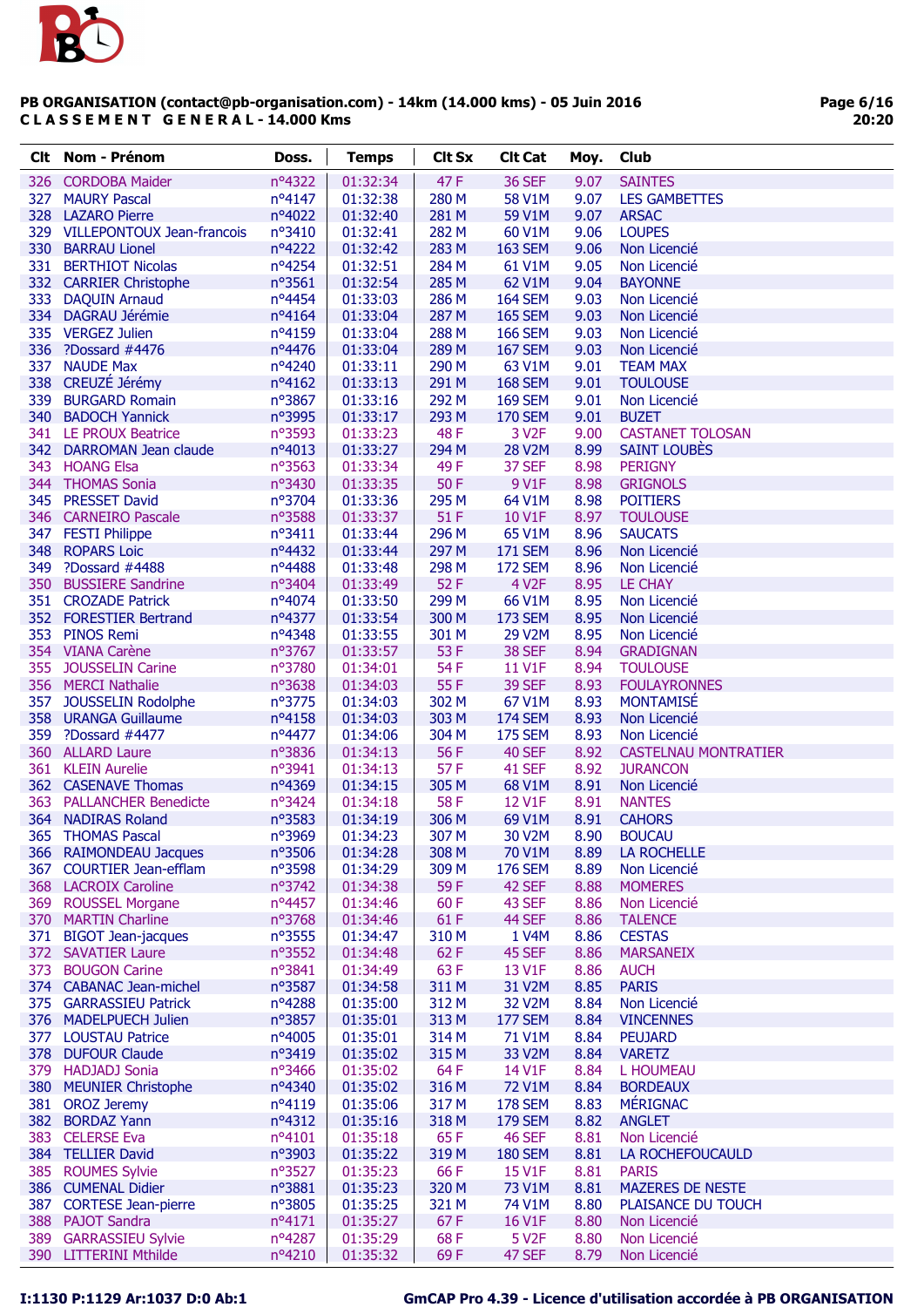PB ORGANISATION (contact@pb-organisation.com) - 14km (14.000 kms) - 05 Juin 2016
C L A S S E M E N T   G E N E R A L - 14.000 Kms

| Clt | Nom - Prénom | Doss. | Temps | Clt Sx | Clt Cat | Moy. | Club |
|---|---|---|---|---|---|---|---|
| 326 | CORDOBA Maider | n°4322 | 01:32:34 | 47 F | 36 SEF | 9.07 | SAINTES |
| 327 | MAURY Pascal | n°4147 | 01:32:38 | 280 M | 58 V1M | 9.07 | LES GAMBETTES |
| 328 | LAZARO Pierre | n°4022 | 01:32:40 | 281 M | 59 V1M | 9.07 | ARSAC |
| 329 | VILLEPONTOUX Jean-francois | n°3410 | 01:32:41 | 282 M | 60 V1M | 9.06 | LOUPES |
| 330 | BARRAU Lionel | n°4222 | 01:32:42 | 283 M | 163 SEM | 9.06 | Non Licencié |
| 331 | BERTHIOT Nicolas | n°4254 | 01:32:51 | 284 M | 61 V1M | 9.05 | Non Licencié |
| 332 | CARRIER Christophe | n°3561 | 01:32:54 | 285 M | 62 V1M | 9.04 | BAYONNE |
| 333 | DAQUIN Arnaud | n°4454 | 01:33:03 | 286 M | 164 SEM | 9.03 | Non Licencié |
| 334 | DAGRAU Jérémie | n°4164 | 01:33:04 | 287 M | 165 SEM | 9.03 | Non Licencié |
| 335 | VERGEZ Julien | n°4159 | 01:33:04 | 288 M | 166 SEM | 9.03 | Non Licencié |
| 336 | ?Dossard #4476 | n°4476 | 01:33:04 | 289 M | 167 SEM | 9.03 | Non Licencié |
| 337 | NAUDE Max | n°4240 | 01:33:11 | 290 M | 63 V1M | 9.01 | TEAM MAX |
| 338 | CREUZÉ Jérémy | n°4162 | 01:33:13 | 291 M | 168 SEM | 9.01 | TOULOUSE |
| 339 | BURGARD Romain | n°3867 | 01:33:16 | 292 M | 169 SEM | 9.01 | Non Licencié |
| 340 | BADOCH Yannick | n°3995 | 01:33:17 | 293 M | 170 SEM | 9.01 | BUZET |
| 341 | LE PROUX Beatrice | n°3593 | 01:33:23 | 48 F | 3 V2F | 9.00 | CASTANET TOLOSAN |
| 342 | DARROMAN Jean claude | n°4013 | 01:33:27 | 294 M | 28 V2M | 8.99 | SAINT LOUBÈS |
| 343 | HOANG Elsa | n°3563 | 01:33:34 | 49 F | 37 SEF | 8.98 | PERIGNY |
| 344 | THOMAS Sonia | n°3430 | 01:33:35 | 50 F | 9 V1F | 8.98 | GRIGNOLS |
| 345 | PRESSET David | n°3704 | 01:33:36 | 295 M | 64 V1M | 8.98 | POITIERS |
| 346 | CARNEIRO Pascale | n°3588 | 01:33:37 | 51 F | 10 V1F | 8.97 | TOULOUSE |
| 347 | FESTI Philippe | n°3411 | 01:33:44 | 296 M | 65 V1M | 8.96 | SAUCATS |
| 348 | ROPARS Loic | n°4432 | 01:33:44 | 297 M | 171 SEM | 8.96 | Non Licencié |
| 349 | ?Dossard #4488 | n°4488 | 01:33:48 | 298 M | 172 SEM | 8.96 | Non Licencié |
| 350 | BUSSIERE Sandrine | n°3404 | 01:33:49 | 52 F | 4 V2F | 8.95 | LE CHAY |
| 351 | CROZADE Patrick | n°4074 | 01:33:50 | 299 M | 66 V1M | 8.95 | Non Licencié |
| 352 | FORESTIER Bertrand | n°4377 | 01:33:54 | 300 M | 173 SEM | 8.95 | Non Licencié |
| 353 | PINOS Remi | n°4348 | 01:33:55 | 301 M | 29 V2M | 8.95 | Non Licencié |
| 354 | VIANA Carène | n°3767 | 01:33:57 | 53 F | 38 SEF | 8.94 | GRADIGNAN |
| 355 | JOUSSELIN Carine | n°3780 | 01:34:01 | 54 F | 11 V1F | 8.94 | TOULOUSE |
| 356 | MERCI Nathalie | n°3638 | 01:34:03 | 55 F | 39 SEF | 8.93 | FOULAYRONNES |
| 357 | JOUSSELIN Rodolphe | n°3775 | 01:34:03 | 302 M | 67 V1M | 8.93 | MONTAMISÉ |
| 358 | URANGA Guillaume | n°4158 | 01:34:03 | 303 M | 174 SEM | 8.93 | Non Licencié |
| 359 | ?Dossard #4477 | n°4477 | 01:34:06 | 304 M | 175 SEM | 8.93 | Non Licencié |
| 360 | ALLARD Laure | n°3836 | 01:34:13 | 56 F | 40 SEF | 8.92 | CASTELNAU MONTRATIER |
| 361 | KLEIN Aurelie | n°3941 | 01:34:13 | 57 F | 41 SEF | 8.92 | JURANCON |
| 362 | CASENAVE Thomas | n°4369 | 01:34:15 | 305 M | 68 V1M | 8.91 | Non Licencié |
| 363 | PALLANCHER Benedicte | n°3424 | 01:34:18 | 58 F | 12 V1F | 8.91 | NANTES |
| 364 | NADIRAS Roland | n°3583 | 01:34:19 | 306 M | 69 V1M | 8.91 | CAHORS |
| 365 | THOMAS Pascal | n°3969 | 01:34:23 | 307 M | 30 V2M | 8.90 | BOUCAU |
| 366 | RAIMONDEAU Jacques | n°3506 | 01:34:28 | 308 M | 70 V1M | 8.89 | LA ROCHELLE |
| 367 | COURTIER Jean-efflam | n°3598 | 01:34:29 | 309 M | 176 SEM | 8.89 | Non Licencié |
| 368 | LACROIX Caroline | n°3742 | 01:34:38 | 59 F | 42 SEF | 8.88 | MOMERES |
| 369 | ROUSSEL Morgane | n°4457 | 01:34:46 | 60 F | 43 SEF | 8.86 | Non Licencié |
| 370 | MARTIN Charline | n°3768 | 01:34:46 | 61 F | 44 SEF | 8.86 | TALENCE |
| 371 | BIGOT Jean-jacques | n°3555 | 01:34:47 | 310 M | 1 V4M | 8.86 | CESTAS |
| 372 | SAVATIER Laure | n°3552 | 01:34:48 | 62 F | 45 SEF | 8.86 | MARSANEIX |
| 373 | BOUGON Carine | n°3841 | 01:34:49 | 63 F | 13 V1F | 8.86 | AUCH |
| 374 | CABANAC Jean-michel | n°3587 | 01:34:58 | 311 M | 31 V2M | 8.85 | PARIS |
| 375 | GARRASSIEU Patrick | n°4288 | 01:35:00 | 312 M | 32 V2M | 8.84 | Non Licencié |
| 376 | MADELPUECH Julien | n°3857 | 01:35:01 | 313 M | 177 SEM | 8.84 | VINCENNES |
| 377 | LOUSTAU Patrice | n°4005 | 01:35:01 | 314 M | 71 V1M | 8.84 | PEUJARD |
| 378 | DUFOUR Claude | n°3419 | 01:35:02 | 315 M | 33 V2M | 8.84 | VARETZ |
| 379 | HADJADJ Sonia | n°3466 | 01:35:02 | 64 F | 14 V1F | 8.84 | L HOUMEAU |
| 380 | MEUNIER Christophe | n°4340 | 01:35:02 | 316 M | 72 V1M | 8.84 | BORDEAUX |
| 381 | OROZ Jeremy | n°4119 | 01:35:06 | 317 M | 178 SEM | 8.83 | MÉRIGNAC |
| 382 | BORDAZ Yann | n°4312 | 01:35:16 | 318 M | 179 SEM | 8.82 | ANGLET |
| 383 | CELERSE Eva | n°4101 | 01:35:18 | 65 F | 46 SEF | 8.81 | Non Licencié |
| 384 | TELLIER David | n°3903 | 01:35:22 | 319 M | 180 SEM | 8.81 | LA ROCHEFOUCAULD |
| 385 | ROUMES Sylvie | n°3527 | 01:35:23 | 66 F | 15 V1F | 8.81 | PARIS |
| 386 | CUMENAL Didier | n°3881 | 01:35:23 | 320 M | 73 V1M | 8.81 | MAZERES DE NESTE |
| 387 | CORTESE Jean-pierre | n°3805 | 01:35:25 | 321 M | 74 V1M | 8.80 | PLAISANCE DU TOUCH |
| 388 | PAJOT Sandra | n°4171 | 01:35:27 | 67 F | 16 V1F | 8.80 | Non Licencié |
| 389 | GARRASSIEU Sylvie | n°4287 | 01:35:29 | 68 F | 5 V2F | 8.80 | Non Licencié |
| 390 | LITTERINI Mthilde | n°4210 | 01:35:32 | 69 F | 47 SEF | 8.79 | Non Licencié |

I:1130 P:1129 Ar:1037 D:0 Ab:1

GmCAP Pro 4.39 - Licence d'utilisation accordée à PB ORGANISATION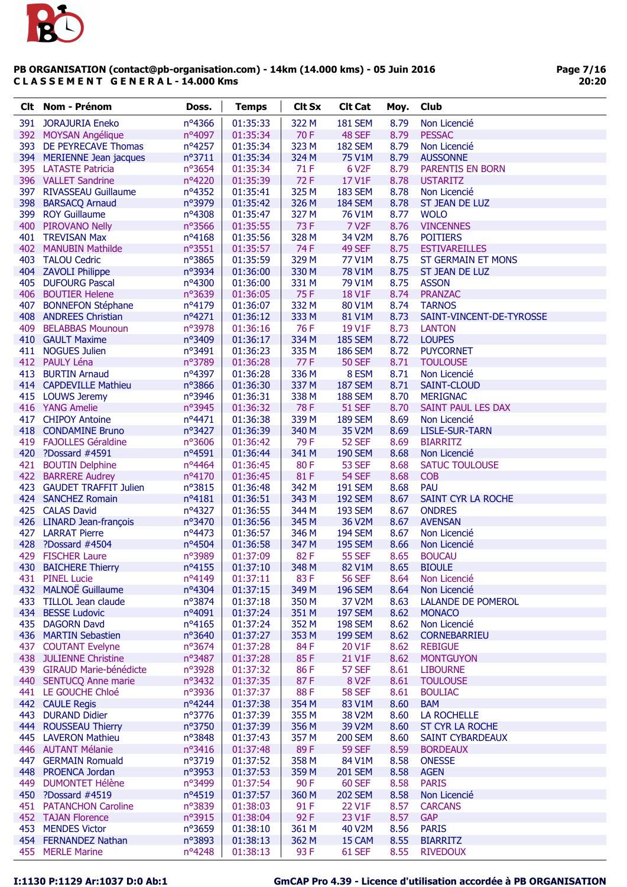**PB ORGANISATION (contact@pb-organisation.com) - 14km (14.000 kms) - 05 Juin 2016**
**C L A S S E M E N T   G E N E R A L - 14.000 Kms**

| Clt | Nom - Prénom | Doss. | Temps | Clt Sx | Clt Cat | Moy. | Club |
|---|---|---|---|---|---|---|---|
| 391 | JORAJURIA Eneko | n°4366 | 01:35:33 | 322 M | 181 SEM | 8.79 | Non Licencié |
| 392 | MOYSAN Angélique | n°4097 | 01:35:34 | 70 F | 48 SEF | 8.79 | PESSAC |
| 393 | DE PEYRECAVE Thomas | n°4257 | 01:35:34 | 323 M | 182 SEM | 8.79 | Non Licencié |
| 394 | MERIENNE Jean jacques | n°3711 | 01:35:34 | 324 M | 75 V1M | 8.79 | AUSSONNE |
| 395 | LATASTE Patricia | n°3654 | 01:35:34 | 71 F | 6 V2F | 8.79 | PARENTIS EN BORN |
| 396 | VALLET Sandrine | n°4220 | 01:35:39 | 72 F | 17 V1F | 8.78 | USTARITZ |
| 397 | RIVASSEAU Guillaume | n°4352 | 01:35:41 | 325 M | 183 SEM | 8.78 | Non Licencié |
| 398 | BARSACQ Arnaud | n°3979 | 01:35:42 | 326 M | 184 SEM | 8.78 | ST JEAN DE LUZ |
| 399 | ROY Guillaume | n°4308 | 01:35:47 | 327 M | 76 V1M | 8.77 | WOLO |
| 400 | PIROVANO Nelly | n°3566 | 01:35:55 | 73 F | 7 V2F | 8.76 | VINCENNES |
| 401 | TREVISAN Max | n°4168 | 01:35:56 | 328 M | 34 V2M | 8.76 | POITIERS |
| 402 | MANUBIN Mathilde | n°3551 | 01:35:57 | 74 F | 49 SEF | 8.75 | ESTIVAREILLES |
| 403 | TALOU Cedric | n°3865 | 01:35:59 | 329 M | 77 V1M | 8.75 | ST GERMAIN ET MONS |
| 404 | ZAVOLI Philippe | n°3934 | 01:36:00 | 330 M | 78 V1M | 8.75 | ST JEAN DE LUZ |
| 405 | DUFOURG Pascal | n°4300 | 01:36:00 | 331 M | 79 V1M | 8.75 | ASSON |
| 406 | BOUTIER Helene | n°3639 | 01:36:05 | 75 F | 18 V1F | 8.74 | PRANZAC |
| 407 | BONNEFON Stéphane | n°4179 | 01:36:07 | 332 M | 80 V1M | 8.74 | TARNOS |
| 408 | ANDREES Christian | n°4271 | 01:36:12 | 333 M | 81 V1M | 8.73 | SAINT-VINCENT-DE-TYROSSE |
| 409 | BELABBAS Mounoun | n°3978 | 01:36:16 | 76 F | 19 V1F | 8.73 | LANTON |
| 410 | GAULT Maxime | n°3409 | 01:36:17 | 334 M | 185 SEM | 8.72 | LOUPES |
| 411 | NOGUES Julien | n°3491 | 01:36:23 | 335 M | 186 SEM | 8.72 | PUYCORNET |
| 412 | PAULY Léna | n°3789 | 01:36:28 | 77 F | 50 SEF | 8.71 | TOULOUSE |
| 413 | BURTIN Arnaud | n°4397 | 01:36:28 | 336 M | 8 ESM | 8.71 | Non Licencié |
| 414 | CAPDEVILLE Mathieu | n°3866 | 01:36:30 | 337 M | 187 SEM | 8.71 | SAINT-CLOUD |
| 415 | LOUWS Jeremy | n°3946 | 01:36:31 | 338 M | 188 SEM | 8.70 | MERIGNAC |
| 416 | YANG Amelie | n°3945 | 01:36:32 | 78 F | 51 SEF | 8.70 | SAINT PAUL LES DAX |
| 417 | CHIPOY Antoine | n°4471 | 01:36:38 | 339 M | 189 SEM | 8.69 | Non Licencié |
| 418 | CONDAMINE Bruno | n°3427 | 01:36:39 | 340 M | 35 V2M | 8.69 | LISLE-SUR-TARN |
| 419 | FAJOLLES Géraldine | n°3606 | 01:36:42 | 79 F | 52 SEF | 8.69 | BIARRITZ |
| 420 | ?Dossard #4591 | n°4591 | 01:36:44 | 341 M | 190 SEM | 8.68 | Non Licencié |
| 421 | BOUTIN Delphine | n°4464 | 01:36:45 | 80 F | 53 SEF | 8.68 | SATUC TOULOUSE |
| 422 | BARRERE Audrey | n°4170 | 01:36:45 | 81 F | 54 SEF | 8.68 | COB |
| 423 | GAUDET TRAFFIT Julien | n°3815 | 01:36:48 | 342 M | 191 SEM | 8.68 | PAU |
| 424 | SANCHEZ Romain | n°4181 | 01:36:51 | 343 M | 192 SEM | 8.67 | SAINT CYR LA ROCHE |
| 425 | CALAS David | n°4327 | 01:36:55 | 344 M | 193 SEM | 8.67 | ONDRES |
| 426 | LINARD Jean-françois | n°3470 | 01:36:56 | 345 M | 36 V2M | 8.67 | AVENSAN |
| 427 | LARRAT Pierre | n°4473 | 01:36:57 | 346 M | 194 SEM | 8.67 | Non Licencié |
| 428 | ?Dossard #4504 | n°4504 | 01:36:58 | 347 M | 195 SEM | 8.66 | Non Licencié |
| 429 | FISCHER Laure | n°3989 | 01:37:09 | 82 F | 55 SEF | 8.65 | BOUCAU |
| 430 | BAICHERE Thierry | n°4155 | 01:37:10 | 348 M | 82 V1M | 8.65 | BIOULE |
| 431 | PINEL Lucie | n°4149 | 01:37:11 | 83 F | 56 SEF | 8.64 | Non Licencié |
| 432 | MALNOË Guillaume | n°4304 | 01:37:15 | 349 M | 196 SEM | 8.64 | Non Licencié |
| 433 | TILLOL Jean claude | n°3874 | 01:37:18 | 350 M | 37 V2M | 8.63 | LALANDE DE POMEROL |
| 434 | BESSE Ludovic | n°4091 | 01:37:24 | 351 M | 197 SEM | 8.62 | MONACO |
| 435 | DAGORN Davd | n°4165 | 01:37:24 | 352 M | 198 SEM | 8.62 | Non Licencié |
| 436 | MARTIN Sebastien | n°3640 | 01:37:27 | 353 M | 199 SEM | 8.62 | CORNEBARRIEU |
| 437 | COUTANT Evelyne | n°3674 | 01:37:28 | 84 F | 20 V1F | 8.62 | REBIGUE |
| 438 | JULIENNE Christine | n°3487 | 01:37:28 | 85 F | 21 V1F | 8.62 | MONTGUYON |
| 439 | GIRAUD Marie-bénédicte | n°3928 | 01:37:32 | 86 F | 57 SEF | 8.61 | LIBOURNE |
| 440 | SENTUCQ Anne marie | n°3432 | 01:37:35 | 87 F | 8 V2F | 8.61 | TOULOUSE |
| 441 | LE GOUCHE Chloé | n°3936 | 01:37:37 | 88 F | 58 SEF | 8.61 | BOULIAC |
| 442 | CAULE Regis | n°4244 | 01:37:38 | 354 M | 83 V1M | 8.60 | BAM |
| 443 | DURAND Didier | n°3776 | 01:37:39 | 355 M | 38 V2M | 8.60 | LA ROCHELLE |
| 444 | ROUSSEAU Thierry | n°3750 | 01:37:39 | 356 M | 39 V2M | 8.60 | ST CYR LA ROCHE |
| 445 | LAVERON Mathieu | n°3848 | 01:37:43 | 357 M | 200 SEM | 8.60 | SAINT CYBARDEAUX |
| 446 | AUTANT Mélanie | n°3416 | 01:37:48 | 89 F | 59 SEF | 8.59 | BORDEAUX |
| 447 | GERMAIN Romuald | n°3719 | 01:37:52 | 358 M | 84 V1M | 8.58 | ONESSE |
| 448 | PROENCA Jordan | n°3953 | 01:37:53 | 359 M | 201 SEM | 8.58 | AGEN |
| 449 | DUMONTET Hélène | n°3499 | 01:37:54 | 90 F | 60 SEF | 8.58 | PARIS |
| 450 | ?Dossard #4519 | n°4519 | 01:37:57 | 360 M | 202 SEM | 8.58 | Non Licencié |
| 451 | PATANCHON Caroline | n°3839 | 01:38:03 | 91 F | 22 V1F | 8.57 | CARCANS |
| 452 | TAJAN Florence | n°3915 | 01:38:04 | 92 F | 23 V1F | 8.57 | GAP |
| 453 | MENDES Victor | n°3659 | 01:38:10 | 361 M | 40 V2M | 8.56 | PARIS |
| 454 | FERNANDEZ Nathan | n°3893 | 01:38:13 | 362 M | 15 CAM | 8.55 | BIARRITZ |
| 455 | MERLE Marine | n°4248 | 01:38:13 | 93 F | 61 SEF | 8.55 | RIVEDOUX |

I:1130 P:1129 Ar:1037 D:0 Ab:1

GmCAP Pro 4.39 - Licence d'utilisation accordée à PB ORGANISATION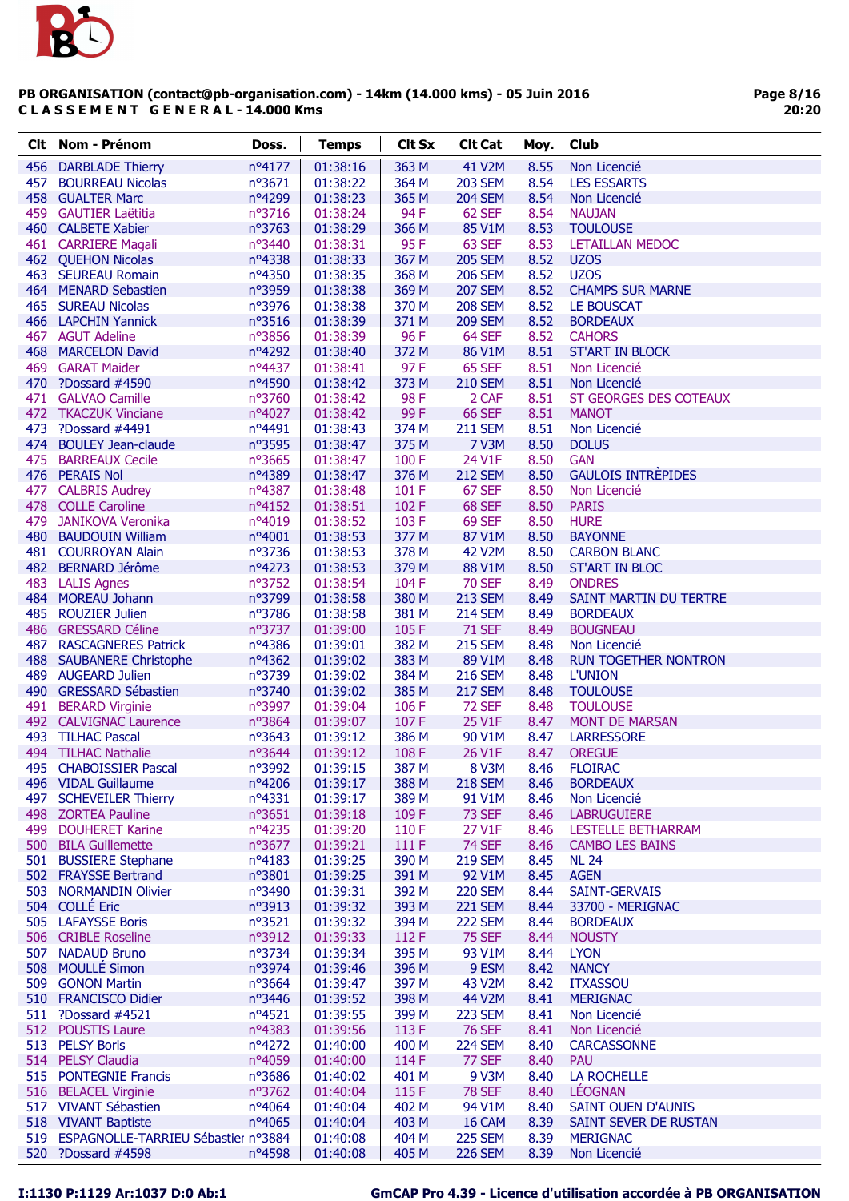**PB ORGANISATION (contact@pb-organisation.com) - 14km (14.000 kms) - 05 Juin 2016**
**C L A S S E M E N T G E N E R A L - 14.000 Kms**

| Clt | Nom - Prénom | Doss. | Temps | Clt Sx | Clt Cat | Moy. | Club |
|---|---|---|---|---|---|---|---|
| 456 | DARBLADE Thierry | n°4177 | 01:38:16 | 363 M | 41 V2M | 8.55 | Non Licencié |
| 457 | BOURREAU Nicolas | n°3671 | 01:38:22 | 364 M | 203 SEM | 8.54 | LES ESSARTS |
| 458 | GUALTER Marc | n°4299 | 01:38:23 | 365 M | 204 SEM | 8.54 | Non Licencié |
| 459 | GAUTIER Laëtitia | n°3716 | 01:38:24 | 94 F | 62 SEF | 8.54 | NAUJAN |
| 460 | CALBETE Xabier | n°3763 | 01:38:29 | 366 M | 85 V1M | 8.53 | TOULOUSE |
| 461 | CARRIERE Magali | n°3440 | 01:38:31 | 95 F | 63 SEF | 8.53 | LETAILLAN MEDOC |
| 462 | QUEHON Nicolas | n°4338 | 01:38:33 | 367 M | 205 SEM | 8.52 | UZOS |
| 463 | SEUREAU Romain | n°4350 | 01:38:35 | 368 M | 206 SEM | 8.52 | UZOS |
| 464 | MENARD Sebastien | n°3959 | 01:38:38 | 369 M | 207 SEM | 8.52 | CHAMPS SUR MARNE |
| 465 | SUREAU Nicolas | n°3976 | 01:38:38 | 370 M | 208 SEM | 8.52 | LE BOUSCAT |
| 466 | LAPCHIN Yannick | n°3516 | 01:38:39 | 371 M | 209 SEM | 8.52 | BORDEAUX |
| 467 | AGUT Adeline | n°3856 | 01:38:39 | 96 F | 64 SEF | 8.52 | CAHORS |
| 468 | MARCELON David | n°4292 | 01:38:40 | 372 M | 86 V1M | 8.51 | ST'ART IN BLOCK |
| 469 | GARAT Maider | n°4437 | 01:38:41 | 97 F | 65 SEF | 8.51 | Non Licencié |
| 470 | ?Dossard #4590 | n°4590 | 01:38:42 | 373 M | 210 SEM | 8.51 | Non Licencié |
| 471 | GALVAO Camille | n°3760 | 01:38:42 | 98 F | 2 CAF | 8.51 | ST GEORGES DES COTEAUX |
| 472 | TKACZUK Vinciane | n°4027 | 01:38:42 | 99 F | 66 SEF | 8.51 | MANOT |
| 473 | ?Dossard #4491 | n°4491 | 01:38:43 | 374 M | 211 SEM | 8.51 | Non Licencié |
| 474 | BOULEY Jean-claude | n°3595 | 01:38:47 | 375 M | 7 V3M | 8.50 | DOLUS |
| 475 | BARREAUX Cecile | n°3665 | 01:38:47 | 100 F | 24 V1F | 8.50 | GAN |
| 476 | PERAIS Nol | n°4389 | 01:38:47 | 376 M | 212 SEM | 8.50 | GAULOIS INTRÈPIDES |
| 477 | CALBRIS Audrey | n°4387 | 01:38:48 | 101 F | 67 SEF | 8.50 | Non Licencié |
| 478 | COLLE Caroline | n°4152 | 01:38:51 | 102 F | 68 SEF | 8.50 | PARIS |
| 479 | JANIKOVA Veronika | n°4019 | 01:38:52 | 103 F | 69 SEF | 8.50 | HURE |
| 480 | BAUDOUIN William | n°4001 | 01:38:53 | 377 M | 87 V1M | 8.50 | BAYONNE |
| 481 | COURROYAN Alain | n°3736 | 01:38:53 | 378 M | 42 V2M | 8.50 | CARBON BLANC |
| 482 | BERNARD Jérôme | n°4273 | 01:38:53 | 379 M | 88 V1M | 8.50 | ST'ART IN BLOC |
| 483 | LALIS Agnes | n°3752 | 01:38:54 | 104 F | 70 SEF | 8.49 | ONDRES |
| 484 | MOREAU Johann | n°3799 | 01:38:58 | 380 M | 213 SEM | 8.49 | SAINT MARTIN DU TERTRE |
| 485 | ROUZIER Julien | n°3786 | 01:38:58 | 381 M | 214 SEM | 8.49 | BORDEAUX |
| 486 | GRESSARD Céline | n°3737 | 01:39:00 | 105 F | 71 SEF | 8.49 | BOUGNEAU |
| 487 | RASCAGNERES Patrick | n°4386 | 01:39:01 | 382 M | 215 SEM | 8.48 | Non Licencié |
| 488 | SAUBANERE Christophe | n°4362 | 01:39:02 | 383 M | 89 V1M | 8.48 | RUN TOGETHER NONTRON |
| 489 | AUGEARD Julien | n°3739 | 01:39:02 | 384 M | 216 SEM | 8.48 | L'UNION |
| 490 | GRESSARD Sébastien | n°3740 | 01:39:02 | 385 M | 217 SEM | 8.48 | TOULOUSE |
| 491 | BERARD Virginie | n°3997 | 01:39:04 | 106 F | 72 SEF | 8.48 | TOULOUSE |
| 492 | CALVIGNAC Laurence | n°3864 | 01:39:07 | 107 F | 25 V1F | 8.47 | MONT DE MARSAN |
| 493 | TILHAC Pascal | n°3643 | 01:39:12 | 386 M | 90 V1M | 8.47 | LARRESSORE |
| 494 | TILHAC Nathalie | n°3644 | 01:39:12 | 108 F | 26 V1F | 8.47 | OREGUE |
| 495 | CHABOISSIER Pascal | n°3992 | 01:39:15 | 387 M | 8 V3M | 8.46 | FLOIRAC |
| 496 | VIDAL Guillaume | n°4206 | 01:39:17 | 388 M | 218 SEM | 8.46 | BORDEAUX |
| 497 | SCHEVEILER Thierry | n°4331 | 01:39:17 | 389 M | 91 V1M | 8.46 | Non Licencié |
| 498 | ZORTEA Pauline | n°3651 | 01:39:18 | 109 F | 73 SEF | 8.46 | LABRUGUIERE |
| 499 | DOUHERET Karine | n°4235 | 01:39:20 | 110 F | 27 V1F | 8.46 | LESTELLE BETHARRAM |
| 500 | BILA Guillemette | n°3677 | 01:39:21 | 111 F | 74 SEF | 8.46 | CAMBO LES BAINS |
| 501 | BUSSIERE Stephane | n°4183 | 01:39:25 | 390 M | 219 SEM | 8.45 | NL 24 |
| 502 | FRAYSSE Bertrand | n°3801 | 01:39:25 | 391 M | 92 V1M | 8.45 | AGEN |
| 503 | NORMANDIN Olivier | n°3490 | 01:39:31 | 392 M | 220 SEM | 8.44 | SAINT-GERVAIS |
| 504 | COLLÉ Eric | n°3913 | 01:39:32 | 393 M | 221 SEM | 8.44 | 33700 - MERIGNAC |
| 505 | LAFAYSSE Boris | n°3521 | 01:39:32 | 394 M | 222 SEM | 8.44 | BORDEAUX |
| 506 | CRIBLE Roseline | n°3912 | 01:39:33 | 112 F | 75 SEF | 8.44 | NOUSTY |
| 507 | NADAUD Bruno | n°3734 | 01:39:34 | 395 M | 93 V1M | 8.44 | LYON |
| 508 | MOULLÉ Simon | n°3974 | 01:39:46 | 396 M | 9 ESM | 8.42 | NANCY |
| 509 | GONON Martin | n°3664 | 01:39:47 | 397 M | 43 V2M | 8.42 | ITXASSOU |
| 510 | FRANCISCO Didier | n°3446 | 01:39:52 | 398 M | 44 V2M | 8.41 | MERIGNAC |
| 511 | ?Dossard #4521 | n°4521 | 01:39:55 | 399 M | 223 SEM | 8.41 | Non Licencié |
| 512 | POUSTIS Laure | n°4383 | 01:39:56 | 113 F | 76 SEF | 8.41 | Non Licencié |
| 513 | PELSY Boris | n°4272 | 01:40:00 | 400 M | 224 SEM | 8.40 | CARCASSONNE |
| 514 | PELSY Claudia | n°4059 | 01:40:00 | 114 F | 77 SEF | 8.40 | PAU |
| 515 | PONTEGNIE Francis | n°3686 | 01:40:02 | 401 M | 9 V3M | 8.40 | LA ROCHELLE |
| 516 | BELACEL Virginie | n°3762 | 01:40:04 | 115 F | 78 SEF | 8.40 | LÉOGNAN |
| 517 | VIVANT Sébastien | n°4064 | 01:40:04 | 402 M | 94 V1M | 8.40 | SAINT OUEN D'AUNIS |
| 518 | VIVANT Baptiste | n°4065 | 01:40:04 | 403 M | 16 CAM | 8.39 | SAINT SEVER DE RUSTAN |
| 519 | ESPAGNOLLE-TARRIEU Sébastien | n°3884 | 01:40:08 | 404 M | 225 SEM | 8.39 | MERIGNAC |
| 520 | ?Dossard #4598 | n°4598 | 01:40:08 | 405 M | 226 SEM | 8.39 | Non Licencié |

I:1130 P:1129 Ar:1037 D:0 Ab:1 — GmCAP Pro 4.39 - Licence d'utilisation accordée à PB ORGANISATION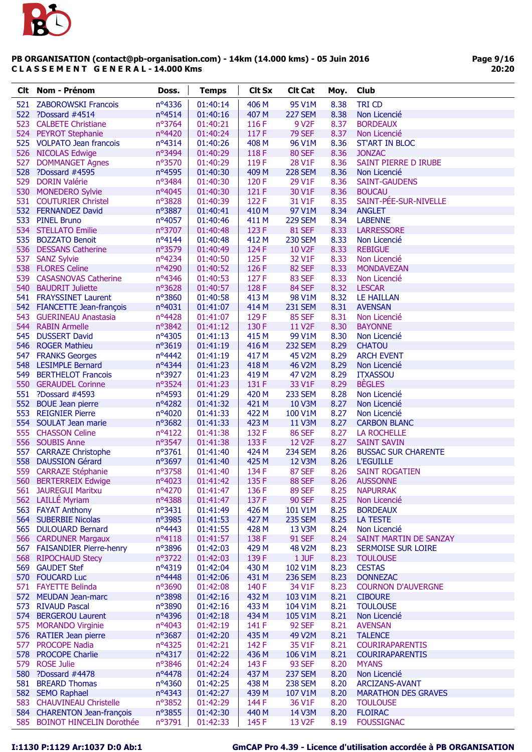**PB ORGANISATION (contact@pb-organisation.com) - 14km (14.000 kms) - 05 Juin 2016**
**C L A S S E M E N T   G E N E R A L - 14.000 Kms**

| Clt | Nom - Prénom | Doss. | Temps | Clt Sx | Clt Cat | Moy. | Club |
|---|---|---|---|---|---|---|---|
| 521 | ZABOROWSKI Francois | n°4336 | 01:40:14 | 406 M | 95 V1M | 8.38 | TRI CD |
| 522 | ?Dossard #4514 | n°4514 | 01:40:16 | 407 M | 227 SEM | 8.38 | Non Licencié |
| 523 | CALBETE Christiane | n°3764 | 01:40:21 | 116 F | 9 V2F | 8.37 | BORDEAUX |
| 524 | PEYROT Stephanie | n°4420 | 01:40:24 | 117 F | 79 SEF | 8.37 | Non Licencié |
| 525 | VOLPATO Jean francois | n°4314 | 01:40:26 | 408 M | 96 V1M | 8.36 | ST'ART IN BLOC |
| 526 | NICOLAS Edwige | n°3494 | 01:40:29 | 118 F | 80 SEF | 8.36 | JONZAC |
| 527 | DOMMANGET Agnes | n°3570 | 01:40:29 | 119 F | 28 V1F | 8.36 | SAINT PIERRE D IRUBE |
| 528 | ?Dossard #4595 | n°4595 | 01:40:30 | 409 M | 228 SEM | 8.36 | Non Licencié |
| 529 | DORIN Valérie | n°3484 | 01:40:30 | 120 F | 29 V1F | 8.36 | SAINT-GAUDENS |
| 530 | MONEDERO Sylvie | n°4045 | 01:40:30 | 121 F | 30 V1F | 8.36 | BOUCAU |
| 531 | COUTURIER Christel | n°3828 | 01:40:39 | 122 F | 31 V1F | 8.35 | SAINT-PÉE-SUR-NIVELLE |
| 532 | FERNANDEZ David | n°3887 | 01:40:41 | 410 M | 97 V1M | 8.34 | ANGLET |
| 533 | PINEL Bruno | n°4057 | 01:40:46 | 411 M | 229 SEM | 8.34 | LABENNE |
| 534 | STELLATO Emilie | n°3707 | 01:40:48 | 123 F | 81 SEF | 8.33 | LARRESSORE |
| 535 | BOZZATO Benoit | n°4144 | 01:40:48 | 412 M | 230 SEM | 8.33 | Non Licencié |
| 536 | DESSANS Catherine | n°3579 | 01:40:49 | 124 F | 10 V2F | 8.33 | REBIGUE |
| 537 | SANZ Sylvie | n°4234 | 01:40:50 | 125 F | 32 V1F | 8.33 | Non Licencié |
| 538 | FLORES Celine | n°4290 | 01:40:52 | 126 F | 82 SEF | 8.33 | MONDAVEZAN |
| 539 | CASASNOVAS Catherine | n°4346 | 01:40:53 | 127 F | 83 SEF | 8.33 | Non Licencié |
| 540 | BAUDRIT Juliette | n°3628 | 01:40:57 | 128 F | 84 SEF | 8.32 | LESCAR |
| 541 | FRAYSSINET Laurent | n°3860 | 01:40:58 | 413 M | 98 V1M | 8.32 | LE HAILLAN |
| 542 | FIANCETTE Jean-françois | n°4031 | 01:41:07 | 414 M | 231 SEM | 8.31 | AVENSAN |
| 543 | GUERINEAU Anastasia | n°4428 | 01:41:07 | 129 F | 85 SEF | 8.31 | Non Licencié |
| 544 | RABIN Armelle | n°3842 | 01:41:12 | 130 F | 11 V2F | 8.30 | BAYONNE |
| 545 | DUSSERT David | n°4305 | 01:41:13 | 415 M | 99 V1M | 8.30 | Non Licencié |
| 546 | ROGER Mathieu | n°3619 | 01:41:19 | 416 M | 232 SEM | 8.29 | CHATOU |
| 547 | FRANKS Georges | n°4442 | 01:41:19 | 417 M | 45 V2M | 8.29 | ARCH EVENT |
| 548 | LESIMPLE Bernard | n°4344 | 01:41:23 | 418 M | 46 V2M | 8.29 | Non Licencié |
| 549 | BERTHELOT Francois | n°3927 | 01:41:23 | 419 M | 47 V2M | 8.29 | ITXASSOU |
| 550 | GERAUDEL Corinne | n°3524 | 01:41:23 | 131 F | 33 V1F | 8.29 | BÈGLES |
| 551 | ?Dossard #4593 | n°4593 | 01:41:29 | 420 M | 233 SEM | 8.28 | Non Licencié |
| 552 | BOUE Jean pierre | n°4282 | 01:41:32 | 421 M | 10 V3M | 8.27 | Non Licencié |
| 553 | REIGNIER Pierre | n°4020 | 01:41:33 | 422 M | 100 V1M | 8.27 | Non Licencié |
| 554 | SOULAT Jean marie | n°3682 | 01:41:33 | 423 M | 11 V3M | 8.27 | CARBON BLANC |
| 555 | CHASSON Celine | n°4122 | 01:41:38 | 132 F | 86 SEF | 8.27 | LA ROCHELLE |
| 556 | SOUBIS Anne | n°3547 | 01:41:38 | 133 F | 12 V2F | 8.27 | SAINT SAVIN |
| 557 | CARRAZE Christophe | n°3761 | 01:41:40 | 424 M | 234 SEM | 8.26 | BUSSAC SUR CHARENTE |
| 558 | DAUSSION Gérard | n°3697 | 01:41:40 | 425 M | 12 V3M | 8.26 | L'EGUILLE |
| 559 | CARRAZE Stéphanie | n°3758 | 01:41:40 | 134 F | 87 SEF | 8.26 | SAINT ROGATIEN |
| 560 | BERTERREIX Edwige | n°4023 | 01:41:42 | 135 F | 88 SEF | 8.26 | AUSSONNE |
| 561 | JAUREGUI Maritxu | n°4270 | 01:41:47 | 136 F | 89 SEF | 8.25 | NAPURRAK |
| 562 | LAILLÉ Myriam | n°4388 | 01:41:47 | 137 F | 90 SEF | 8.25 | Non Licencié |
| 563 | FAYAT Anthony | n°3431 | 01:41:49 | 426 M | 101 V1M | 8.25 | BORDEAUX |
| 564 | SUBERBIE Nicolas | n°3985 | 01:41:53 | 427 M | 235 SEM | 8.25 | LA TESTE |
| 565 | DULOUARD Bernard | n°4443 | 01:41:55 | 428 M | 13 V3M | 8.24 | Non Licencié |
| 566 | CARDUNER Margaux | n°4118 | 01:41:57 | 138 F | 91 SEF | 8.24 | SAINT MARTIN DE SANZAY |
| 567 | FAISANDIER Pierre-henry | n°3896 | 01:42:03 | 429 M | 48 V2M | 8.23 | SERMOISE SUR LOIRE |
| 568 | RIPOCHAUD Stecy | n°3722 | 01:42:03 | 139 F | 1 JUF | 8.23 | TOULOUSE |
| 569 | GAUDET Stef | n°4319 | 01:42:04 | 430 M | 102 V1M | 8.23 | CESTAS |
| 570 | FOUCARD Luc | n°4448 | 01:42:06 | 431 M | 236 SEM | 8.23 | DONNEZAC |
| 571 | FAYETTE Belinda | n°3690 | 01:42:08 | 140 F | 34 V1F | 8.23 | COURNON D'AUVERGNE |
| 572 | MEUDAN Jean-marc | n°3898 | 01:42:16 | 432 M | 103 V1M | 8.21 | CIBOURE |
| 573 | RIVAUD Pascal | n°3890 | 01:42:16 | 433 M | 104 V1M | 8.21 | TOULOUSE |
| 574 | BERGEROU Laurent | n°4396 | 01:42:18 | 434 M | 105 V1M | 8.21 | Non Licencié |
| 575 | MORANDO Virginie | n°4043 | 01:42:19 | 141 F | 92 SEF | 8.21 | AVENSAN |
| 576 | RATIER Jean pierre | n°3687 | 01:42:20 | 435 M | 49 V2M | 8.21 | TALENCE |
| 577 | PROCOPE Nadia | n°4325 | 01:42:21 | 142 F | 35 V1F | 8.21 | COURIRAPARENTIS |
| 578 | PROCOPE Charlie | n°4317 | 01:42:22 | 436 M | 106 V1M | 8.21 | COURIRAPARENTIS |
| 579 | ROSE Julie | n°3846 | 01:42:24 | 143 F | 93 SEF | 8.20 | MYANS |
| 580 | ?Dossard #4478 | n°4478 | 01:42:24 | 437 M | 237 SEM | 8.20 | Non Licencié |
| 581 | BREARD Thomas | n°4360 | 01:42:25 | 438 M | 238 SEM | 8.20 | ARCIZANS-AVANT |
| 582 | SEMO Raphael | n°4343 | 01:42:27 | 439 M | 107 V1M | 8.20 | MARATHON DES GRAVES |
| 583 | CHAUVINEAU Christelle | n°3852 | 01:42:29 | 144 F | 36 V1F | 8.20 | TOULOUSE |
| 584 | CHARENTON Jean-françois | n°3855 | 01:42:30 | 440 M | 14 V3M | 8.20 | FLOIRAC |
| 585 | BOINOT HINCELIN Dorothée | n°3791 | 01:42:33 | 145 F | 13 V2F | 8.19 | FOUSSIGNAC |

**I:1130 P:1129 Ar:1037 D:0 Ab:1**

**GmCAP Pro 4.39 - Licence d'utilisation accordée à PB ORGANISATION**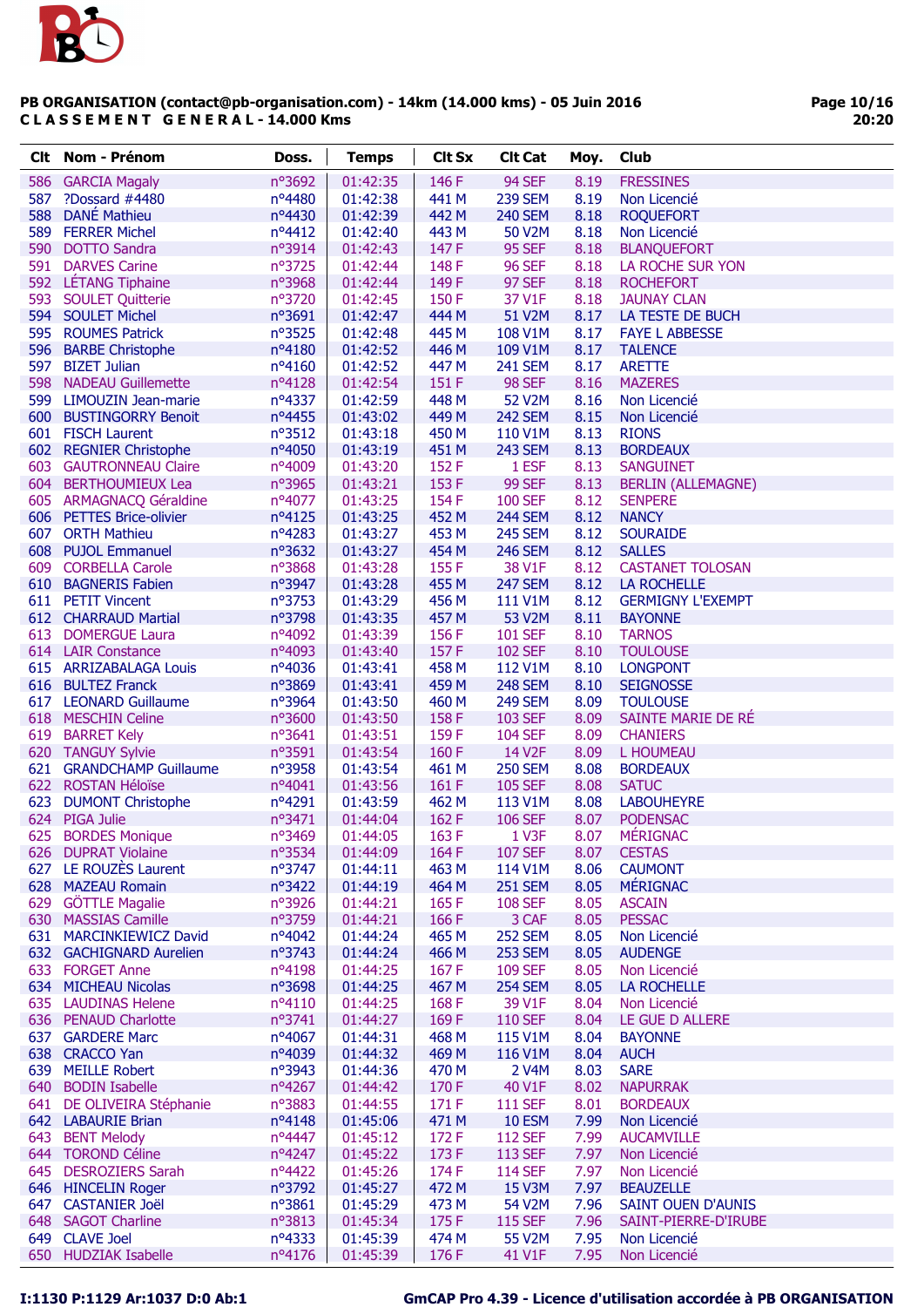**PB ORGANISATION (contact@pb-organisation.com) - 14km (14.000 kms) - 05 Juin 2016**
**C L A S S E M E N T   G E N E R A L - 14.000 Kms**

| Clt | Nom - Prénom | Doss. | Temps | Clt Sx | Clt Cat | Moy. | Club |
|---|---|---|---|---|---|---|---|
| 586 | GARCIA Magaly | n°3692 | 01:42:35 | 146 F | 94 SEF | 8.19 | FRESSINES |
| 587 | ?Dossard #4480 | n°4480 | 01:42:38 | 441 M | 239 SEM | 8.19 | Non Licencié |
| 588 | DANÉ Mathieu | n°4430 | 01:42:39 | 442 M | 240 SEM | 8.18 | ROQUEFORT |
| 589 | FERRER Michel | n°4412 | 01:42:40 | 443 M | 50 V2M | 8.18 | Non Licencié |
| 590 | DOTTO Sandra | n°3914 | 01:42:43 | 147 F | 95 SEF | 8.18 | BLANQUEFORT |
| 591 | DARVES Carine | n°3725 | 01:42:44 | 148 F | 96 SEF | 8.18 | LA ROCHE SUR YON |
| 592 | LÉTANG Tiphaine | n°3968 | 01:42:44 | 149 F | 97 SEF | 8.18 | ROCHEFORT |
| 593 | SOULET Quitterie | n°3720 | 01:42:45 | 150 F | 37 V1F | 8.18 | JAUNAY CLAN |
| 594 | SOULET Michel | n°3691 | 01:42:47 | 444 M | 51 V2M | 8.17 | LA TESTE DE BUCH |
| 595 | ROUMES Patrick | n°3525 | 01:42:48 | 445 M | 108 V1M | 8.17 | FAYE L ABBESSE |
| 596 | BARBE Christophe | n°4180 | 01:42:52 | 446 M | 109 V1M | 8.17 | TALENCE |
| 597 | BIZET Julian | n°4160 | 01:42:52 | 447 M | 241 SEM | 8.17 | ARETTE |
| 598 | NADEAU Guillemette | n°4128 | 01:42:54 | 151 F | 98 SEF | 8.16 | MAZERES |
| 599 | LIMOUZIN Jean-marie | n°4337 | 01:42:59 | 448 M | 52 V2M | 8.16 | Non Licencié |
| 600 | BUSTINGORRY Benoit | n°4455 | 01:43:02 | 449 M | 242 SEM | 8.15 | Non Licencié |
| 601 | FISCH Laurent | n°3512 | 01:43:18 | 450 M | 110 V1M | 8.13 | RIONS |
| 602 | REGNIER Christophe | n°4050 | 01:43:19 | 451 M | 243 SEM | 8.13 | BORDEAUX |
| 603 | GAUTRONNEAU Claire | n°4009 | 01:43:20 | 152 F | 1 ESF | 8.13 | SANGUINET |
| 604 | BERTHOUMIEUX Lea | n°3965 | 01:43:21 | 153 F | 99 SEF | 8.13 | BERLIN (ALLEMAGNE) |
| 605 | ARMAGNACQ Géraldine | n°4077 | 01:43:25 | 154 F | 100 SEF | 8.12 | SENPERE |
| 606 | PETTES Brice-olivier | n°4125 | 01:43:25 | 452 M | 244 SEM | 8.12 | NANCY |
| 607 | ORTH Mathieu | n°4283 | 01:43:27 | 453 M | 245 SEM | 8.12 | SOURAIDE |
| 608 | PUJOL Emmanuel | n°3632 | 01:43:27 | 454 M | 246 SEM | 8.12 | SALLES |
| 609 | CORBELLA Carole | n°3868 | 01:43:28 | 155 F | 38 V1F | 8.12 | CASTANET TOLOSAN |
| 610 | BAGNERIS Fabien | n°3947 | 01:43:28 | 455 M | 247 SEM | 8.12 | LA ROCHELLE |
| 611 | PETIT Vincent | n°3753 | 01:43:29 | 456 M | 111 V1M | 8.12 | GERMIGNY L'EXEMPT |
| 612 | CHARRAUD Martial | n°3798 | 01:43:35 | 457 M | 53 V2M | 8.11 | BAYONNE |
| 613 | DOMERGUE Laura | n°4092 | 01:43:39 | 156 F | 101 SEF | 8.10 | TARNOS |
| 614 | LAIR Constance | n°4093 | 01:43:40 | 157 F | 102 SEF | 8.10 | TOULOUSE |
| 615 | ARRIZABALAGA Louis | n°4036 | 01:43:41 | 458 M | 112 V1M | 8.10 | LONGPONT |
| 616 | BULTEZ Franck | n°3869 | 01:43:41 | 459 M | 248 SEM | 8.10 | SEIGNOSSE |
| 617 | LEONARD Guillaume | n°3964 | 01:43:50 | 460 M | 249 SEM | 8.09 | TOULOUSE |
| 618 | MESCHIN Celine | n°3600 | 01:43:50 | 158 F | 103 SEF | 8.09 | SAINTE MARIE DE RÉ |
| 619 | BARRET Kely | n°3641 | 01:43:51 | 159 F | 104 SEF | 8.09 | CHANIERS |
| 620 | TANGUY Sylvie | n°3591 | 01:43:54 | 160 F | 14 V2F | 8.09 | L HOUMEAU |
| 621 | GRANDCHAMP Guillaume | n°3958 | 01:43:54 | 461 M | 250 SEM | 8.08 | BORDEAUX |
| 622 | ROSTAN Héloïse | n°4041 | 01:43:56 | 161 F | 105 SEF | 8.08 | SATUC |
| 623 | DUMONT Christophe | n°4291 | 01:43:59 | 462 M | 113 V1M | 8.08 | LABOUHEYRE |
| 624 | PIGA Julie | n°3471 | 01:44:04 | 162 F | 106 SEF | 8.07 | PODENSAC |
| 625 | BORDES Monique | n°3469 | 01:44:05 | 163 F | 1 V3F | 8.07 | MÉRIGNAC |
| 626 | DUPRAT Violaine | n°3534 | 01:44:09 | 164 F | 107 SEF | 8.07 | CESTAS |
| 627 | LE ROUZÈS Laurent | n°3747 | 01:44:11 | 463 M | 114 V1M | 8.06 | CAUMONT |
| 628 | MAZEAU Romain | n°3422 | 01:44:19 | 464 M | 251 SEM | 8.05 | MÉRIGNAC |
| 629 | GÖTTLE Magalie | n°3926 | 01:44:21 | 165 F | 108 SEF | 8.05 | ASCAIN |
| 630 | MASSIAS Camille | n°3759 | 01:44:21 | 166 F | 3 CAF | 8.05 | PESSAC |
| 631 | MARCINKIEWICZ David | n°4042 | 01:44:24 | 465 M | 252 SEM | 8.05 | Non Licencié |
| 632 | GACHIGNARD Aurelien | n°3743 | 01:44:24 | 466 M | 253 SEM | 8.05 | AUDENGE |
| 633 | FORGET Anne | n°4198 | 01:44:25 | 167 F | 109 SEF | 8.05 | Non Licencié |
| 634 | MICHEAU Nicolas | n°3698 | 01:44:25 | 467 M | 254 SEM | 8.05 | LA ROCHELLE |
| 635 | LAUDINAS Helene | n°4110 | 01:44:25 | 168 F | 39 V1F | 8.04 | Non Licencié |
| 636 | PENAUD Charlotte | n°3741 | 01:44:27 | 169 F | 110 SEF | 8.04 | LE GUE D ALLERE |
| 637 | GARDERE Marc | n°4067 | 01:44:31 | 468 M | 115 V1M | 8.04 | BAYONNE |
| 638 | CRACCO Yan | n°4039 | 01:44:32 | 469 M | 116 V1M | 8.04 | AUCH |
| 639 | MEILLE Robert | n°3943 | 01:44:36 | 470 M | 2 V4M | 8.03 | SARE |
| 640 | BODIN Isabelle | n°4267 | 01:44:42 | 170 F | 40 V1F | 8.02 | NAPURRAK |
| 641 | DE OLIVEIRA Stéphanie | n°3883 | 01:44:55 | 171 F | 111 SEF | 8.01 | BORDEAUX |
| 642 | LABAURIE Brian | n°4148 | 01:45:06 | 471 M | 10 ESM | 7.99 | Non Licencié |
| 643 | BENT Melody | n°4447 | 01:45:12 | 172 F | 112 SEF | 7.99 | AUCAMVILLE |
| 644 | TOROND Céline | n°4247 | 01:45:22 | 173 F | 113 SEF | 7.97 | Non Licencié |
| 645 | DESROZIERS Sarah | n°4422 | 01:45:26 | 174 F | 114 SEF | 7.97 | Non Licencié |
| 646 | HINCELIN Roger | n°3792 | 01:45:27 | 472 M | 15 V3M | 7.97 | BEAUZELLE |
| 647 | CASTANIER Joël | n°3861 | 01:45:29 | 473 M | 54 V2M | 7.96 | SAINT OUEN D'AUNIS |
| 648 | SAGOT Charline | n°3813 | 01:45:34 | 175 F | 115 SEF | 7.96 | SAINT-PIERRE-D'IRUBE |
| 649 | CLAVE Joel | n°4333 | 01:45:39 | 474 M | 55 V2M | 7.95 | Non Licencié |
| 650 | HUDZIAK Isabelle | n°4176 | 01:45:39 | 176 F | 41 V1F | 7.95 | Non Licencié |

I:1130 P:1129 Ar:1037 D:0 Ab:1

GmCAP Pro 4.39 - Licence d'utilisation accordée à PB ORGANISATION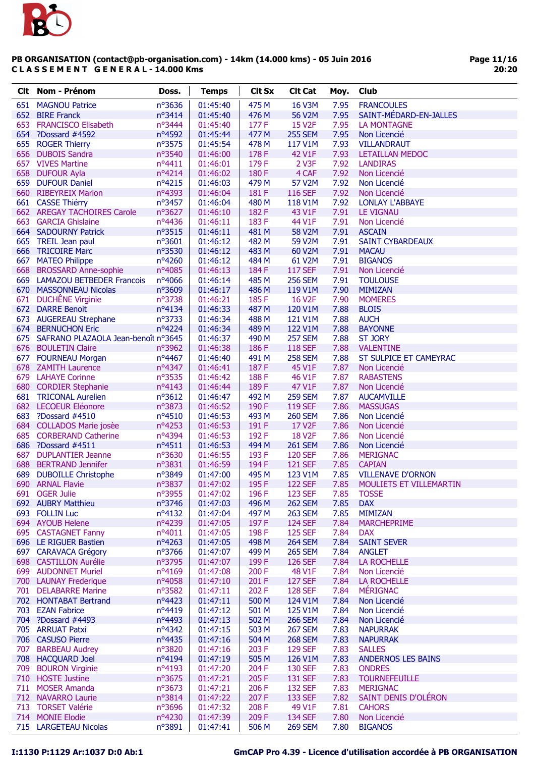**PB ORGANISATION (contact@pb-organisation.com) - 14km (14.000 kms) - 05 Juin 2016**
**CLASSEMENT GENERAL - 14.000 Kms**

| Clt | Nom - Prénom | Doss. | Temps | Clt Sx | Clt Cat | Moy. | Club |
|---|---|---|---|---|---|---|---|
| 651 | MAGNOU Patrice | n°3636 | 01:45:40 | 475 M | 16 V3M | 7.95 | FRANCOULES |
| 652 | BIRE Franck | n°3414 | 01:45:40 | 476 M | 56 V2M | 7.95 | SAINT-MÉDARD-EN-JALLES |
| 653 | FRANCISCO Elisabeth | n°3444 | 01:45:40 | 177 F | 15 V2F | 7.95 | LA MONTAGNE |
| 654 | ?Dossard #4592 | n°4592 | 01:45:44 | 477 M | 255 SEM | 7.95 | Non Licencié |
| 655 | ROGER Thierry | n°3575 | 01:45:54 | 478 M | 117 V1M | 7.93 | VILLANDRAUT |
| 656 | DUBOIS Sandra | n°3540 | 01:46:00 | 178 F | 42 V1F | 7.93 | LETAILLAN MEDOC |
| 657 | VIVES Martine | n°4411 | 01:46:01 | 179 F | 2 V3F | 7.92 | LANDIRAS |
| 658 | DUFOUR Ayla | n°4214 | 01:46:02 | 180 F | 4 CAF | 7.92 | Non Licencié |
| 659 | DUFOUR Daniel | n°4215 | 01:46:03 | 479 M | 57 V2M | 7.92 | Non Licencié |
| 660 | RIBEYREIX Marion | n°4393 | 01:46:04 | 181 F | 116 SEF | 7.92 | Non Licencié |
| 661 | CASSE Thiérry | n°3457 | 01:46:04 | 480 M | 118 V1M | 7.92 | LONLAY L'ABBAYE |
| 662 | AREGAY TACHOIRES Carole | n°3627 | 01:46:10 | 182 F | 43 V1F | 7.91 | LE VIGNAU |
| 663 | GARCIA Ghislaine | n°4436 | 01:46:11 | 183 F | 44 V1F | 7.91 | Non Licencié |
| 664 | SADOURNY Patrick | n°3515 | 01:46:11 | 481 M | 58 V2M | 7.91 | ASCAIN |
| 665 | TREIL Jean paul | n°3601 | 01:46:12 | 482 M | 59 V2M | 7.91 | SAINT CYBARDEAUX |
| 666 | TRICOIRE Marc | n°3530 | 01:46:12 | 483 M | 60 V2M | 7.91 | MACAU |
| 667 | MATEO Philippe | n°4260 | 01:46:12 | 484 M | 61 V2M | 7.91 | BIGANOS |
| 668 | BROSSARD Anne-sophie | n°4085 | 01:46:13 | 184 F | 117 SEF | 7.91 | Non Licencié |
| 669 | LAMAZOU BETBEDER Francois | n°4066 | 01:46:14 | 485 M | 256 SEM | 7.91 | TOULOUSE |
| 670 | MASSONNEAU Nicolas | n°3609 | 01:46:17 | 486 M | 119 V1M | 7.90 | MIMIZAN |
| 671 | DUCHÊNE Virginie | n°3738 | 01:46:21 | 185 F | 16 V2F | 7.90 | MOMERES |
| 672 | DARRE Benoit | n°4134 | 01:46:33 | 487 M | 120 V1M | 7.88 | BLOIS |
| 673 | AUGEREAU Strephane | n°3733 | 01:46:34 | 488 M | 121 V1M | 7.88 | AUCH |
| 674 | BERNUCHON Eric | n°4224 | 01:46:34 | 489 M | 122 V1M | 7.88 | BAYONNE |
| 675 | SAFRANO PLAZAOLA Jean-benoît | n°3645 | 01:46:37 | 490 M | 257 SEM | 7.88 | ST JORY |
| 676 | BOULETIN Claire | n°3962 | 01:46:38 | 186 F | 118 SEF | 7.88 | VALENTINE |
| 677 | FOURNEAU Morgan | n°4467 | 01:46:40 | 491 M | 258 SEM | 7.88 | ST SULPICE ET CAMEYRAC |
| 678 | ZAMITH Laurence | n°4347 | 01:46:41 | 187 F | 45 V1F | 7.87 | Non Licencié |
| 679 | LAHAYE Corinne | n°3535 | 01:46:42 | 188 F | 46 V1F | 7.87 | RABASTENS |
| 680 | CORDIER Stephanie | n°4143 | 01:46:44 | 189 F | 47 V1F | 7.87 | Non Licencié |
| 681 | TRICONAL Aurelien | n°3612 | 01:46:47 | 492 M | 259 SEM | 7.87 | AUCAMVILLE |
| 682 | LECOEUR Eléonore | n°3873 | 01:46:52 | 190 F | 119 SEF | 7.86 | MASSUGAS |
| 683 | ?Dossard #4510 | n°4510 | 01:46:53 | 493 M | 260 SEM | 7.86 | Non Licencié |
| 684 | COLLADOS Marie josèe | n°4253 | 01:46:53 | 191 F | 17 V2F | 7.86 | Non Licencié |
| 685 | CORBERAND Catherine | n°4394 | 01:46:53 | 192 F | 18 V2F | 7.86 | Non Licencié |
| 686 | ?Dossard #4511 | n°4511 | 01:46:53 | 494 M | 261 SEM | 7.86 | Non Licencié |
| 687 | DUPLANTIER Jeanne | n°3630 | 01:46:55 | 193 F | 120 SEF | 7.86 | MERIGNAC |
| 688 | BERTRAND Jennifer | n°3831 | 01:46:59 | 194 F | 121 SEF | 7.85 | CAPIAN |
| 689 | DUBOILLE Christophe | n°3849 | 01:47:00 | 495 M | 123 V1M | 7.85 | VILLENAVE D'ORNON |
| 690 | ARNAL Flavie | n°3837 | 01:47:02 | 195 F | 122 SEF | 7.85 | MOULIETS ET VILLEMARTIN |
| 691 | OGER Julie | n°3955 | 01:47:02 | 196 F | 123 SEF | 7.85 | TOSSE |
| 692 | AUBRY Matthieu | n°3746 | 01:47:03 | 496 M | 262 SEM | 7.85 | DAX |
| 693 | FOLLIN Luc | n°4132 | 01:47:04 | 497 M | 263 SEM | 7.85 | MIMIZAN |
| 694 | AYOUB Helene | n°4239 | 01:47:05 | 197 F | 124 SEF | 7.84 | MARCHEPRIME |
| 695 | CASTAGNET Fanny | n°4011 | 01:47:05 | 198 F | 125 SEF | 7.84 | DAX |
| 696 | LE RIGUER Bastien | n°4263 | 01:47:05 | 498 M | 264 SEM | 7.84 | SAINT SEVER |
| 697 | CARAVACA Grégory | n°3766 | 01:47:07 | 499 M | 265 SEM | 7.84 | ANGLET |
| 698 | CASTILLON Aurélie | n°3795 | 01:47:07 | 199 F | 126 SEF | 7.84 | LA ROCHELLE |
| 699 | AUDONNET Muriel | n°4169 | 01:47:08 | 200 F | 48 V1F | 7.84 | Non Licencié |
| 700 | LAUNAY Frederique | n°4058 | 01:47:10 | 201 F | 127 SEF | 7.84 | LA ROCHELLE |
| 701 | DELABARRE Marine | n°3582 | 01:47:11 | 202 F | 128 SEF | 7.84 | MÉRIGNAC |
| 702 | HONTABAT Bertrand | n°4423 | 01:47:11 | 500 M | 124 V1M | 7.84 | Non Licencié |
| 703 | EZAN Fabrice | n°4419 | 01:47:12 | 501 M | 125 V1M | 7.84 | Non Licencié |
| 704 | ?Dossard #4493 | n°4493 | 01:47:13 | 502 M | 266 SEM | 7.84 | Non Licencié |
| 705 | ARRUAT Patxi | n°4342 | 01:47:15 | 503 M | 267 SEM | 7.83 | NAPURRAK |
| 706 | CASUSO Pierre | n°4435 | 01:47:16 | 504 M | 268 SEM | 7.83 | NAPURRAK |
| 707 | BARBEAU Audrey | n°3820 | 01:47:16 | 203 F | 129 SEF | 7.83 | SALLES |
| 708 | HACQUARD Joel | n°4194 | 01:47:19 | 505 M | 126 V1M | 7.83 | ANDERNOS LES BAINS |
| 709 | BOURON Virginie | n°4193 | 01:47:20 | 204 F | 130 SEF | 7.83 | ONDRES |
| 710 | HOSTE Justine | n°3675 | 01:47:21 | 205 F | 131 SEF | 7.83 | TOURNEFEUILLE |
| 711 | MOSER Amanda | n°3673 | 01:47:21 | 206 F | 132 SEF | 7.83 | MERIGNAC |
| 712 | NAVARRO Laurie | n°3814 | 01:47:22 | 207 F | 133 SEF | 7.82 | SAINT DENIS D'OLÉRON |
| 713 | TORSET Valérie | n°3696 | 01:47:32 | 208 F | 49 V1F | 7.81 | CAHORS |
| 714 | MONIE Elodie | n°4230 | 01:47:39 | 209 F | 134 SEF | 7.80 | Non Licencié |
| 715 | LARGETEAU Nicolas | n°3891 | 01:47:41 | 506 M | 269 SEM | 7.80 | BIGANOS |

I:1130 P:1129 Ar:1037 D:0 Ab:1 — GmCAP Pro 4.39 - Licence d'utilisation accordée à PB ORGANISATION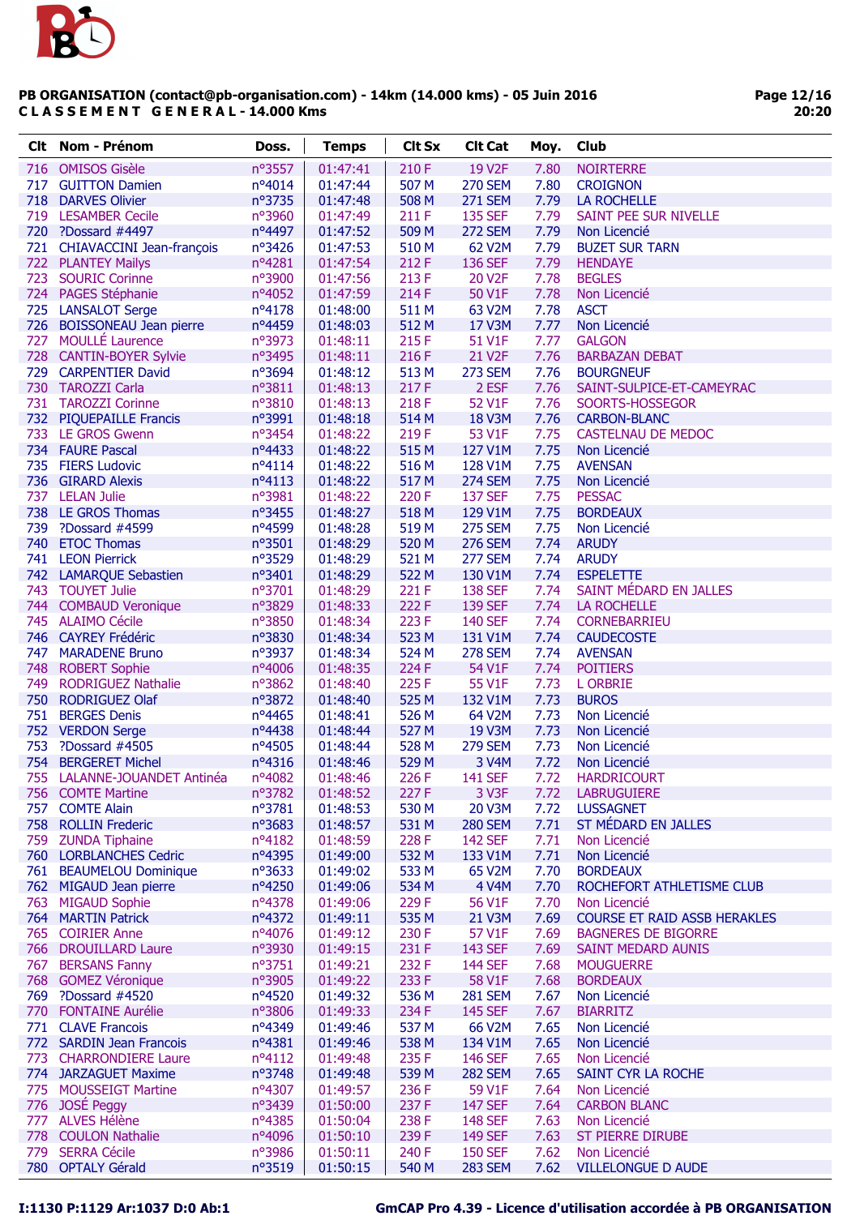**PB ORGANISATION (contact@pb-organisation.com) - 14km (14.000 kms) - 05 Juin 2016**
**C L A S S E M E N T G E N E R A L - 14.000 Kms**

| Clt | Nom - Prénom | Doss. | Temps | Clt Sx | Clt Cat | Moy. | Club |
|---|---|---|---|---|---|---|---|
| 716 | OMISOS Gisèle | n°3557 | 01:47:41 | 210 F | 19 V2F | 7.80 | NOIRTERRE |
| 717 | GUITTON Damien | n°4014 | 01:47:44 | 507 M | 270 SEM | 7.80 | CROIGNON |
| 718 | DARVES Olivier | n°3735 | 01:47:48 | 508 M | 271 SEM | 7.79 | LA ROCHELLE |
| 719 | LESAMBER Cecile | n°3960 | 01:47:49 | 211 F | 135 SEF | 7.79 | SAINT PEE SUR NIVELLE |
| 720 | ?Dossard #4497 | n°4497 | 01:47:52 | 509 M | 272 SEM | 7.79 | Non Licencié |
| 721 | CHIAVACCINI Jean-françois | n°3426 | 01:47:53 | 510 M | 62 V2M | 7.79 | BUZET SUR TARN |
| 722 | PLANTEY Mailys | n°4281 | 01:47:54 | 212 F | 136 SEF | 7.79 | HENDAYE |
| 723 | SOURIC Corinne | n°3900 | 01:47:56 | 213 F | 20 V2F | 7.78 | BEGLES |
| 724 | PAGES Stéphanie | n°4052 | 01:47:59 | 214 F | 50 V1F | 7.78 | Non Licencié |
| 725 | LANSALOT Serge | n°4178 | 01:48:00 | 511 M | 63 V2M | 7.78 | ASCT |
| 726 | BOISSONEAU Jean pierre | n°4459 | 01:48:03 | 512 M | 17 V3M | 7.77 | Non Licencié |
| 727 | MOULLÉ Laurence | n°3973 | 01:48:11 | 215 F | 51 V1F | 7.77 | GALGON |
| 728 | CANTIN-BOYER Sylvie | n°3495 | 01:48:11 | 216 F | 21 V2F | 7.76 | BARBAZAN DEBAT |
| 729 | CARPENTIER David | n°3694 | 01:48:12 | 513 M | 273 SEM | 7.76 | BOURGNEUF |
| 730 | TAROZZI Carla | n°3811 | 01:48:13 | 217 F | 2 ESF | 7.76 | SAINT-SULPICE-ET-CAMEYRAC |
| 731 | TAROZZI Corinne | n°3810 | 01:48:13 | 218 F | 52 V1F | 7.76 | SOORTS-HOSSEGOR |
| 732 | PIQUEPAILLE Francis | n°3991 | 01:48:18 | 514 M | 18 V3M | 7.76 | CARBON-BLANC |
| 733 | LE GROS Gwenn | n°3454 | 01:48:22 | 219 F | 53 V1F | 7.75 | CASTELNAU DE MEDOC |
| 734 | FAURE Pascal | n°4433 | 01:48:22 | 515 M | 127 V1M | 7.75 | Non Licencié |
| 735 | FIERS Ludovic | n°4114 | 01:48:22 | 516 M | 128 V1M | 7.75 | AVENSAN |
| 736 | GIRARD Alexis | n°4113 | 01:48:22 | 517 M | 274 SEM | 7.75 | Non Licencié |
| 737 | LELAN Julie | n°3981 | 01:48:22 | 220 F | 137 SEF | 7.75 | PESSAC |
| 738 | LE GROS Thomas | n°3455 | 01:48:27 | 518 M | 129 V1M | 7.75 | BORDEAUX |
| 739 | ?Dossard #4599 | n°4599 | 01:48:28 | 519 M | 275 SEM | 7.75 | Non Licencié |
| 740 | ETOC Thomas | n°3501 | 01:48:29 | 520 M | 276 SEM | 7.74 | ARUDY |
| 741 | LEON Pierrick | n°3529 | 01:48:29 | 521 M | 277 SEM | 7.74 | ARUDY |
| 742 | LAMARQUE Sebastien | n°3401 | 01:48:29 | 522 M | 130 V1M | 7.74 | ESPELETTE |
| 743 | TOUYET Julie | n°3701 | 01:48:29 | 221 F | 138 SEF | 7.74 | SAINT MÉDARD EN JALLES |
| 744 | COMBAUD Veronique | n°3829 | 01:48:33 | 222 F | 139 SEF | 7.74 | LA ROCHELLE |
| 745 | ALAIMO Cécile | n°3850 | 01:48:34 | 223 F | 140 SEF | 7.74 | CORNEBARRIEU |
| 746 | CAYREY Frédéric | n°3830 | 01:48:34 | 523 M | 131 V1M | 7.74 | CAUDECOSTE |
| 747 | MARADENE Bruno | n°3937 | 01:48:34 | 524 M | 278 SEM | 7.74 | AVENSAN |
| 748 | ROBERT Sophie | n°4006 | 01:48:35 | 224 F | 54 V1F | 7.74 | POITIERS |
| 749 | RODRIGUEZ Nathalie | n°3862 | 01:48:40 | 225 F | 55 V1F | 7.73 | L ORBRIE |
| 750 | RODRIGUEZ Olaf | n°3872 | 01:48:40 | 525 M | 132 V1M | 7.73 | BUROS |
| 751 | BERGES Denis | n°4465 | 01:48:41 | 526 M | 64 V2M | 7.73 | Non Licencié |
| 752 | VERDON Serge | n°4438 | 01:48:44 | 527 M | 19 V3M | 7.73 | Non Licencié |
| 753 | ?Dossard #4505 | n°4505 | 01:48:44 | 528 M | 279 SEM | 7.73 | Non Licencié |
| 754 | BERGERET Michel | n°4316 | 01:48:46 | 529 M | 3 V4M | 7.72 | Non Licencié |
| 755 | LALANNE-JOUANDET Antinéa | n°4082 | 01:48:46 | 226 F | 141 SEF | 7.72 | HARDRICOURT |
| 756 | COMTE Martine | n°3782 | 01:48:52 | 227 F | 3 V3F | 7.72 | LABRUGUIERE |
| 757 | COMTE Alain | n°3781 | 01:48:53 | 530 M | 20 V3M | 7.72 | LUSSAGNET |
| 758 | ROLLIN Frederic | n°3683 | 01:48:57 | 531 M | 280 SEM | 7.71 | ST MÉDARD EN JALLES |
| 759 | ZUNDA Tiphaine | n°4182 | 01:48:59 | 228 F | 142 SEF | 7.71 | Non Licencié |
| 760 | LORBLANCHES Cedric | n°4395 | 01:49:00 | 532 M | 133 V1M | 7.71 | Non Licencié |
| 761 | BEAUMELOU Dominique | n°3633 | 01:49:02 | 533 M | 65 V2M | 7.70 | BORDEAUX |
| 762 | MIGAUD Jean pierre | n°4250 | 01:49:06 | 534 M | 4 V4M | 7.70 | ROCHEFORT ATHLETISME CLUB |
| 763 | MIGAUD Sophie | n°4378 | 01:49:06 | 229 F | 56 V1F | 7.70 | Non Licencié |
| 764 | MARTIN Patrick | n°4372 | 01:49:11 | 535 M | 21 V3M | 7.69 | COURSE ET RAID ASSB HERAKLES |
| 765 | COIRIER Anne | n°4076 | 01:49:12 | 230 F | 57 V1F | 7.69 | BAGNERES DE BIGORRE |
| 766 | DROUILLARD Laure | n°3930 | 01:49:15 | 231 F | 143 SEF | 7.69 | SAINT MEDARD AUNIS |
| 767 | BERSANS Fanny | n°3751 | 01:49:21 | 232 F | 144 SEF | 7.68 | MOUGUERRE |
| 768 | GOMEZ Véronique | n°3905 | 01:49:22 | 233 F | 58 V1F | 7.68 | BORDEAUX |
| 769 | ?Dossard #4520 | n°4520 | 01:49:32 | 536 M | 281 SEM | 7.67 | Non Licencié |
| 770 | FONTAINE Aurélie | n°3806 | 01:49:33 | 234 F | 145 SEF | 7.67 | BIARRITZ |
| 771 | CLAVE Francois | n°4349 | 01:49:46 | 537 M | 66 V2M | 7.65 | Non Licencié |
| 772 | SARDIN Jean Francois | n°4381 | 01:49:46 | 538 M | 134 V1M | 7.65 | Non Licencié |
| 773 | CHARRONDIERE Laure | n°4112 | 01:49:48 | 235 F | 146 SEF | 7.65 | Non Licencié |
| 774 | JARZAGUET Maxime | n°3748 | 01:49:48 | 539 M | 282 SEM | 7.65 | SAINT CYR LA ROCHE |
| 775 | MOUSSEIGT Martine | n°4307 | 01:49:57 | 236 F | 59 V1F | 7.64 | Non Licencié |
| 776 | JOSÉ Peggy | n°3439 | 01:50:00 | 237 F | 147 SEF | 7.64 | CARBON BLANC |
| 777 | ALVES Hélène | n°4385 | 01:50:04 | 238 F | 148 SEF | 7.63 | Non Licencié |
| 778 | COULON Nathalie | n°4096 | 01:50:10 | 239 F | 149 SEF | 7.63 | ST PIERRE DIRUBE |
| 779 | SERRA Cécile | n°3986 | 01:50:11 | 240 F | 150 SEF | 7.62 | Non Licencié |
| 780 | OPTALY Gérald | n°3519 | 01:50:15 | 540 M | 283 SEM | 7.62 | VILLELONGUE D AUDE |

I:1130 P:1129 Ar:1037 D:0 Ab:1 — GmCAP Pro 4.39 - Licence d'utilisation accordée à PB ORGANISATION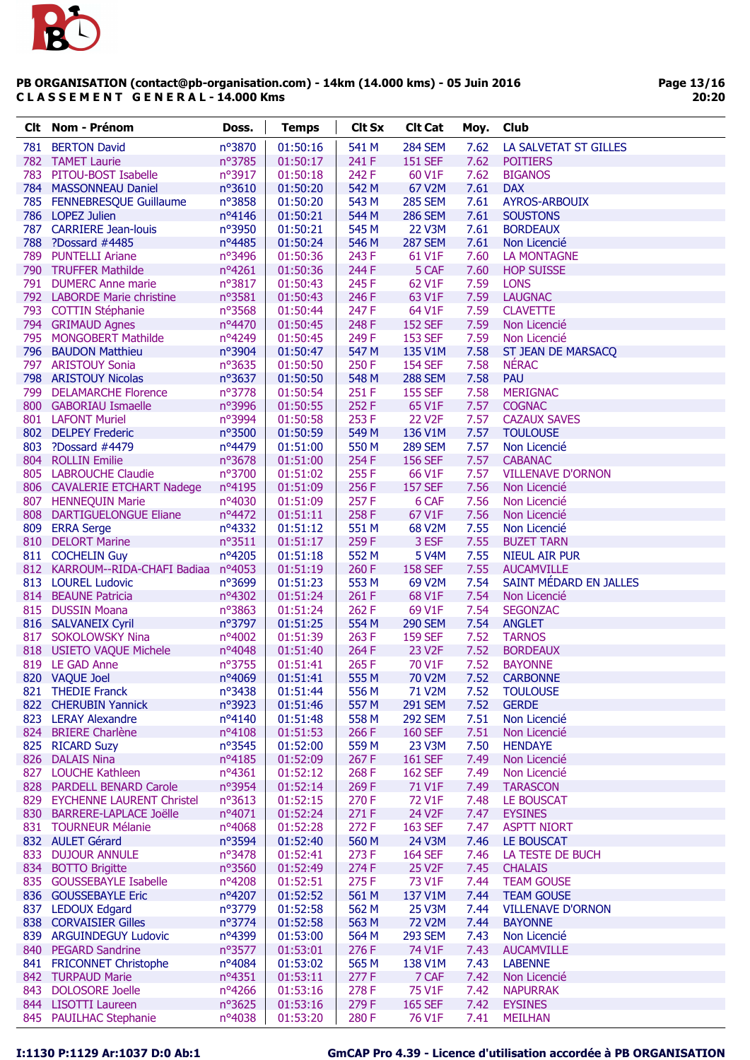**PB ORGANISATION (contact@pb-organisation.com) - 14km (14.000 kms) - 05 Juin 2016**
**CLASSEMENT GENERAL - 14.000 Kms**

| Clt | Nom - Prénom | Doss. | Temps | Clt Sx | Clt Cat | Moy. | Club |
|---|---|---|---|---|---|---|---|
| 781 | BERTON David | n°3870 | 01:50:16 | 541 M | 284 SEM | 7.62 | LA SALVETAT ST GILLES |
| 782 | TAMET Laurie | n°3785 | 01:50:17 | 241 F | 151 SEF | 7.62 | POITIERS |
| 783 | PITOU-BOST Isabelle | n°3917 | 01:50:18 | 242 F | 60 V1F | 7.62 | BIGANOS |
| 784 | MASSONNEAU Daniel | n°3610 | 01:50:20 | 542 M | 67 V2M | 7.61 | DAX |
| 785 | FENNEBRESQUE Guillaume | n°3858 | 01:50:20 | 543 M | 285 SEM | 7.61 | AYROS-ARBOUIX |
| 786 | LOPEZ Julien | n°4146 | 01:50:21 | 544 M | 286 SEM | 7.61 | SOUSTONS |
| 787 | CARRIERE Jean-louis | n°3950 | 01:50:21 | 545 M | 22 V3M | 7.61 | BORDEAUX |
| 788 | ?Dossard #4485 | n°4485 | 01:50:24 | 546 M | 287 SEM | 7.61 | Non Licencié |
| 789 | PUNTELLI Ariane | n°3496 | 01:50:36 | 243 F | 61 V1F | 7.60 | LA MONTAGNE |
| 790 | TRUFFER Mathilde | n°4261 | 01:50:36 | 244 F | 5 CAF | 7.60 | HOP SUISSE |
| 791 | DUMERC Anne marie | n°3817 | 01:50:43 | 245 F | 62 V1F | 7.59 | LONS |
| 792 | LABORDE Marie christine | n°3581 | 01:50:43 | 246 F | 63 V1F | 7.59 | LAUGNAC |
| 793 | COTTIN Stéphanie | n°3568 | 01:50:44 | 247 F | 64 V1F | 7.59 | CLAVETTE |
| 794 | GRIMAUD Agnes | n°4470 | 01:50:45 | 248 F | 152 SEF | 7.59 | Non Licencié |
| 795 | MONGOBERT Mathilde | n°4249 | 01:50:45 | 249 F | 153 SEF | 7.59 | Non Licencié |
| 796 | BAUDON Matthieu | n°3904 | 01:50:47 | 547 M | 135 V1M | 7.58 | ST JEAN DE MARSACQ |
| 797 | ARISTOUY Sonia | n°3635 | 01:50:50 | 250 F | 154 SEF | 7.58 | NÉRAC |
| 798 | ARISTOUY Nicolas | n°3637 | 01:50:50 | 548 M | 288 SEM | 7.58 | PAU |
| 799 | DELAMARCHE Florence | n°3778 | 01:50:54 | 251 F | 155 SEF | 7.58 | MERIGNAC |
| 800 | GABORIAU Ismaelle | n°3996 | 01:50:55 | 252 F | 65 V1F | 7.57 | COGNAC |
| 801 | LAFONT Muriel | n°3994 | 01:50:58 | 253 F | 22 V2F | 7.57 | CAZAUX SAVES |
| 802 | DELPEY Frederic | n°3500 | 01:50:59 | 549 M | 136 V1M | 7.57 | TOULOUSE |
| 803 | ?Dossard #4479 | n°4479 | 01:51:00 | 550 M | 289 SEM | 7.57 | Non Licencié |
| 804 | ROLLIN Emilie | n°3678 | 01:51:00 | 254 F | 156 SEF | 7.57 | CABANAC |
| 805 | LABROUCHE Claudie | n°3700 | 01:51:02 | 255 F | 66 V1F | 7.57 | VILLENAVE D'ORNON |
| 806 | CAVALERIE ETCHART Nadege | n°4195 | 01:51:09 | 256 F | 157 SEF | 7.56 | Non Licencié |
| 807 | HENNEQUIN Marie | n°4030 | 01:51:09 | 257 F | 6 CAF | 7.56 | Non Licencié |
| 808 | DARTIGUELONGUE Eliane | n°4472 | 01:51:11 | 258 F | 67 V1F | 7.56 | Non Licencié |
| 809 | ERRA Serge | n°4332 | 01:51:12 | 551 M | 68 V2M | 7.55 | Non Licencié |
| 810 | DELORT Marine | n°3511 | 01:51:17 | 259 F | 3 ESF | 7.55 | BUZET TARN |
| 811 | COCHELIN Guy | n°4205 | 01:51:18 | 552 M | 5 V4M | 7.55 | NIEUL AIR PUR |
| 812 | KARROUM--RIDA-CHAFI Badiaa | n°4053 | 01:51:19 | 260 F | 158 SEF | 7.55 | AUCAMVILLE |
| 813 | LOUREL Ludovic | n°3699 | 01:51:23 | 553 M | 69 V2M | 7.54 | SAINT MÉDARD EN JALLES |
| 814 | BEAUNE Patricia | n°4302 | 01:51:24 | 261 F | 68 V1F | 7.54 | Non Licencié |
| 815 | DUSSIN Moana | n°3863 | 01:51:24 | 262 F | 69 V1F | 7.54 | SEGONZAC |
| 816 | SALVANEIX Cyril | n°3797 | 01:51:25 | 554 M | 290 SEM | 7.54 | ANGLET |
| 817 | SOKOLOWSKY Nina | n°4002 | 01:51:39 | 263 F | 159 SEF | 7.52 | TARNOS |
| 818 | USIETO VAQUE Michele | n°4048 | 01:51:40 | 264 F | 23 V2F | 7.52 | BORDEAUX |
| 819 | LE GAD Anne | n°3755 | 01:51:41 | 265 F | 70 V1F | 7.52 | BAYONNE |
| 820 | VAQUE Joel | n°4069 | 01:51:41 | 555 M | 70 V2M | 7.52 | CARBONNE |
| 821 | THEDIE Franck | n°3438 | 01:51:44 | 556 M | 71 V2M | 7.52 | TOULOUSE |
| 822 | CHERUBIN Yannick | n°3923 | 01:51:46 | 557 M | 291 SEM | 7.52 | GERDE |
| 823 | LERAY Alexandre | n°4140 | 01:51:48 | 558 M | 292 SEM | 7.51 | Non Licencié |
| 824 | BRIERE Charlène | n°4108 | 01:51:53 | 266 F | 160 SEF | 7.51 | Non Licencié |
| 825 | RICARD Suzy | n°3545 | 01:52:00 | 559 M | 23 V3M | 7.50 | HENDAYE |
| 826 | DALAIS Nina | n°4185 | 01:52:09 | 267 F | 161 SEF | 7.49 | Non Licencié |
| 827 | LOUCHE Kathleen | n°4361 | 01:52:12 | 268 F | 162 SEF | 7.49 | Non Licencié |
| 828 | PARDELL BENARD Carole | n°3954 | 01:52:14 | 269 F | 71 V1F | 7.49 | TARASCON |
| 829 | EYCHENNE LAURENT Christel | n°3613 | 01:52:15 | 270 F | 72 V1F | 7.48 | LE BOUSCAT |
| 830 | BARRERE-LAPLACE Joëlle | n°4071 | 01:52:24 | 271 F | 24 V2F | 7.47 | EYSINES |
| 831 | TOURNEUR Mélanie | n°4068 | 01:52:28 | 272 F | 163 SEF | 7.47 | ASPTT NIORT |
| 832 | AULET Gérard | n°3594 | 01:52:40 | 560 M | 24 V3M | 7.46 | LE BOUSCAT |
| 833 | DUJOUR ANNULE | n°3478 | 01:52:41 | 273 F | 164 SEF | 7.46 | LA TESTE DE BUCH |
| 834 | BOTTO Brigitte | n°3560 | 01:52:49 | 274 F | 25 V2F | 7.45 | CHALAIS |
| 835 | GOUSSEBAYLE Isabelle | n°4208 | 01:52:51 | 275 F | 73 V1F | 7.44 | TEAM GOUSE |
| 836 | GOUSSEBAYLE Eric | n°4207 | 01:52:52 | 561 M | 137 V1M | 7.44 | TEAM GOUSE |
| 837 | LEDOUX Edgard | n°3779 | 01:52:58 | 562 M | 25 V3M | 7.44 | VILLENAVE D'ORNON |
| 838 | CORVAISIER Gilles | n°3774 | 01:52:58 | 563 M | 72 V2M | 7.44 | BAYONNE |
| 839 | ARGUINDEGUY Ludovic | n°4399 | 01:53:00 | 564 M | 293 SEM | 7.43 | Non Licencié |
| 840 | PEGARD Sandrine | n°3577 | 01:53:01 | 276 F | 74 V1F | 7.43 | AUCAMVILLE |
| 841 | FRICONNET Christophe | n°4084 | 01:53:02 | 565 M | 138 V1M | 7.43 | LABENNE |
| 842 | TURPAUD Marie | n°4351 | 01:53:11 | 277 F | 7 CAF | 7.42 | Non Licencié |
| 843 | DOLOSORE Joelle | n°4266 | 01:53:16 | 278 F | 75 V1F | 7.42 | NAPURRAK |
| 844 | LISOTTI Laureen | n°3625 | 01:53:16 | 279 F | 165 SEF | 7.42 | EYSINES |
| 845 | PAULHAC Stephanie | n°4038 | 01:53:20 | 280 F | 76 V1F | 7.41 | MEILHAN |

I:1130 P:1129 Ar:1037 D:0 Ab:1 — GmCAP Pro 4.39 - Licence d'utilisation accordée à PB ORGANISATION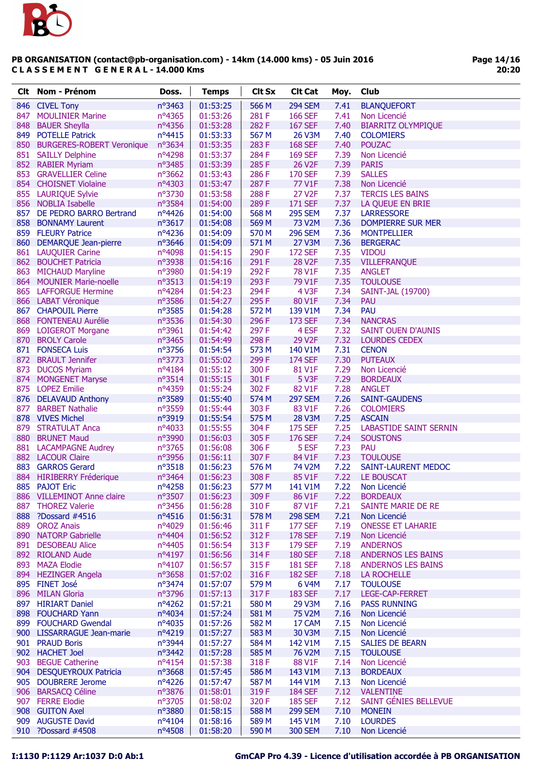**PB ORGANISATION (contact@pb-organisation.com) - 14km (14.000 kms) - 05 Juin 2016**
**C L A S S E M E N T   G E N E R A L - 14.000 Kms**

| Clt | Nom - Prénom | Doss. | Temps | Clt Sx | Clt Cat | Moy. | Club |
|---|---|---|---|---|---|---|---|
| 846 | CIVEL Tony | n°3463 | 01:53:25 | 566 M | 294 SEM | 7.41 | BLANQUEFORT |
| 847 | MOULINIER Marine | n°4365 | 01:53:26 | 281 F | 166 SEF | 7.41 | Non Licencié |
| 848 | BAUER Sheylla | n°4356 | 01:53:28 | 282 F | 167 SEF | 7.40 | BIARRITZ OLYMPIQUE |
| 849 | POTELLE Patrick | n°4415 | 01:53:33 | 567 M | 26 V3M | 7.40 | COLOMIERS |
| 850 | BURGERES-ROBERT Veronique | n°3634 | 01:53:35 | 283 F | 168 SEF | 7.40 | POUZAC |
| 851 | SAILLY Delphine | n°4298 | 01:53:37 | 284 F | 169 SEF | 7.39 | Non Licencié |
| 852 | RABIER Myriam | n°3485 | 01:53:39 | 285 F | 26 V2F | 7.39 | PARIS |
| 853 | GRAVELLIER Celine | n°3662 | 01:53:43 | 286 F | 170 SEF | 7.39 | SALLES |
| 854 | CHOISNET Violaine | n°4303 | 01:53:47 | 287 F | 77 V1F | 7.38 | Non Licencié |
| 855 | LAURIQUE Sylvie | n°3730 | 01:53:58 | 288 F | 27 V2F | 7.37 | TERCIS LES BAINS |
| 856 | NOBLIA Isabelle | n°3584 | 01:54:00 | 289 F | 171 SEF | 7.37 | LA QUEUE EN BRIE |
| 857 | DE PEDRO BARRO Bertrand | n°4426 | 01:54:00 | 568 M | 295 SEM | 7.37 | LARRESSORE |
| 858 | BONNAMY Laurent | n°3617 | 01:54:08 | 569 M | 73 V2M | 7.36 | DOMPIERRE SUR MER |
| 859 | FLEURY Patrice | n°4236 | 01:54:09 | 570 M | 296 SEM | 7.36 | MONTPELLIER |
| 860 | DEMARQUE Jean-pierre | n°3646 | 01:54:09 | 571 M | 27 V3M | 7.36 | BERGERAC |
| 861 | LAUQUIER Carine | n°4098 | 01:54:15 | 290 F | 172 SEF | 7.35 | VIDOU |
| 862 | BOUCHET Patricia | n°3938 | 01:54:16 | 291 F | 28 V2F | 7.35 | VILLEFRANQUE |
| 863 | MICHAUD Maryline | n°3980 | 01:54:19 | 292 F | 78 V1F | 7.35 | ANGLET |
| 864 | MOUNIER Marie-noelle | n°3513 | 01:54:19 | 293 F | 79 V1F | 7.35 | TOULOUSE |
| 865 | LAFFORGUE Hermine | n°4284 | 01:54:23 | 294 F | 4 V3F | 7.34 | SAINT-JAL (19700) |
| 866 | LABAT Véronique | n°3586 | 01:54:27 | 295 F | 80 V1F | 7.34 | PAU |
| 867 | CHAPOUIL Pierre | n°3585 | 01:54:28 | 572 M | 139 V1M | 7.34 | PAU |
| 868 | FONTENEAU Aurélie | n°3536 | 01:54:30 | 296 F | 173 SEF | 7.34 | NANCRAS |
| 869 | LOIGEROT Morgane | n°3961 | 01:54:42 | 297 F | 4 ESF | 7.32 | SAINT OUEN D'AUNIS |
| 870 | BROLY Carole | n°3465 | 01:54:49 | 298 F | 29 V2F | 7.32 | LOURDES CEDEX |
| 871 | FONSECA Luis | n°3756 | 01:54:54 | 573 M | 140 V1M | 7.31 | CENON |
| 872 | BRAULT Jennifer | n°3773 | 01:55:02 | 299 F | 174 SEF | 7.30 | PUTEAUX |
| 873 | DUCOS Myriam | n°4184 | 01:55:12 | 300 F | 81 V1F | 7.29 | Non Licencié |
| 874 | MONGENET Maryse | n°3514 | 01:55:15 | 301 F | 5 V3F | 7.29 | BORDEAUX |
| 875 | LOPEZ Emilie | n°4359 | 01:55:24 | 302 F | 82 V1F | 7.28 | ANGLET |
| 876 | DELAVAUD Anthony | n°3589 | 01:55:40 | 574 M | 297 SEM | 7.26 | SAINT-GAUDENS |
| 877 | BARBET Nathalie | n°3559 | 01:55:44 | 303 F | 83 V1F | 7.26 | COLOMIERS |
| 878 | VIVES Michel | n°3919 | 01:55:54 | 575 M | 28 V3M | 7.25 | ASCAIN |
| 879 | STRATULAT Anca | n°4033 | 01:55:55 | 304 F | 175 SEF | 7.25 | LABASTIDE SAINT SERNIN |
| 880 | BRUNET Maud | n°3990 | 01:56:03 | 305 F | 176 SEF | 7.24 | SOUSTONS |
| 881 | LACAMPAGNE Audrey | n°3765 | 01:56:08 | 306 F | 5 ESF | 7.23 | PAU |
| 882 | LACOUR Claire | n°3956 | 01:56:11 | 307 F | 84 V1F | 7.23 | TOULOUSE |
| 883 | GARROS Gerard | n°3518 | 01:56:23 | 576 M | 74 V2M | 7.22 | SAINT-LAURENT MEDOC |
| 884 | HIRIBERRY Fréderique | n°3464 | 01:56:23 | 308 F | 85 V1F | 7.22 | LE BOUSCAT |
| 885 | PAJOT Eric | n°4258 | 01:56:23 | 577 M | 141 V1M | 7.22 | Non Licencié |
| 886 | VILLEMINOT Anne claire | n°3507 | 01:56:23 | 309 F | 86 V1F | 7.22 | BORDEAUX |
| 887 | THOREZ Valerie | n°3456 | 01:56:28 | 310 F | 87 V1F | 7.21 | SAINTE MARIE DE RE |
| 888 | ?Dossard #4516 | n°4516 | 01:56:31 | 578 M | 298 SEM | 7.21 | Non Licencié |
| 889 | OROZ Anais | n°4029 | 01:56:46 | 311 F | 177 SEF | 7.19 | ONESSE ET LAHARIE |
| 890 | NATORP Gabrielle | n°4404 | 01:56:52 | 312 F | 178 SEF | 7.19 | Non Licencié |
| 891 | DESOBEAU Alice | n°4405 | 01:56:54 | 313 F | 179 SEF | 7.19 | ANDERNOS |
| 892 | RIOLAND Aude | n°4197 | 01:56:56 | 314 F | 180 SEF | 7.18 | ANDERNOS LES BAINS |
| 893 | MAZA Elodie | n°4107 | 01:56:57 | 315 F | 181 SEF | 7.18 | ANDERNOS LES BAINS |
| 894 | HEZINGER Angela | n°3658 | 01:57:02 | 316 F | 182 SEF | 7.18 | LA ROCHELLE |
| 895 | FINET José | n°3474 | 01:57:07 | 579 M | 6 V4M | 7.17 | TOULOUSE |
| 896 | MILAN Gloria | n°3796 | 01:57:13 | 317 F | 183 SEF | 7.17 | LEGE-CAP-FERRET |
| 897 | HIRIART Daniel | n°4262 | 01:57:21 | 580 M | 29 V3M | 7.16 | PASS RUNNING |
| 898 | FOUCHARD Yann | n°4034 | 01:57:24 | 581 M | 75 V2M | 7.16 | Non Licencié |
| 899 | FOUCHARD Gwendal | n°4035 | 01:57:26 | 582 M | 17 CAM | 7.15 | Non Licencié |
| 900 | LISSARRAGUE Jean-marie | n°4219 | 01:57:27 | 583 M | 30 V3M | 7.15 | Non Licencié |
| 901 | PRAUD Boris | n°3944 | 01:57:27 | 584 M | 142 V1M | 7.15 | SALIES DE BEARN |
| 902 | HACHET Joel | n°3442 | 01:57:28 | 585 M | 76 V2M | 7.15 | TOULOUSE |
| 903 | BEGUE Catherine | n°4154 | 01:57:38 | 318 F | 88 V1F | 7.14 | Non Licencié |
| 904 | DESQUEYROUX Patricia | n°3668 | 01:57:45 | 586 M | 143 V1M | 7.13 | BORDEAUX |
| 905 | DOUBRERE Jerome | n°4226 | 01:57:47 | 587 M | 144 V1M | 7.13 | Non Licencié |
| 906 | BARSACQ Céline | n°3876 | 01:58:01 | 319 F | 184 SEF | 7.12 | VALENTINE |
| 907 | FERRE Elodie | n°3705 | 01:58:02 | 320 F | 185 SEF | 7.12 | SAINT GÉNIES BELLEVUE |
| 908 | GUITON Axel | n°3880 | 01:58:15 | 588 M | 299 SEM | 7.10 | MONEIN |
| 909 | AUGUSTE David | n°4104 | 01:58:16 | 589 M | 145 V1M | 7.10 | LOURDES |
| 910 | ?Dossard #4508 | n°4508 | 01:58:20 | 590 M | 300 SEM | 7.10 | Non Licencié |

I:1130 P:1129 Ar:1037 D:0 Ab:1

GmCAP Pro 4.39 - Licence d'utilisation accordée à PB ORGANISATION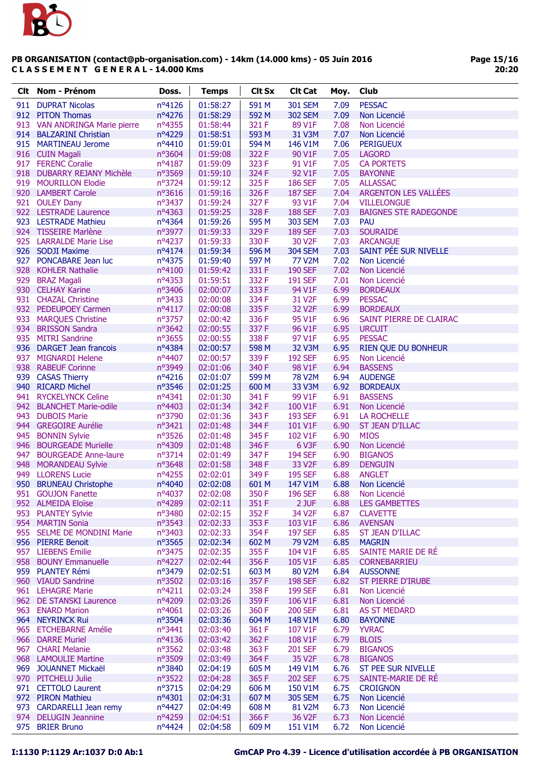**PB ORGANISATION (contact@pb-organisation.com) - 14km (14.000 kms) - 05 Juin 2016**
**C L A S S E M E N T G E N E R A L - 14.000 Kms**

| Clt | Nom - Prénom | Doss. | Temps | Clt Sx | Clt Cat | Moy. | Club |
|---|---|---|---|---|---|---|---|
| 911 | DUPRAT Nicolas | n°4126 | 01:58:27 | 591 M | 301 SEM | 7.09 | PESSAC |
| 912 | PITON Thomas | n°4276 | 01:58:29 | 592 M | 302 SEM | 7.09 | Non Licencié |
| 913 | VAN ANDRINGA Marie pierre | n°4355 | 01:58:44 | 321 F | 89 V1F | 7.08 | Non Licencié |
| 914 | BALZARINI Christian | n°4229 | 01:58:51 | 593 M | 31 V3M | 7.07 | Non Licencié |
| 915 | MARTINEAU Jerome | n°4410 | 01:59:01 | 594 M | 146 V1M | 7.06 | PERIGUEUX |
| 916 | CUIN Magali | n°3604 | 01:59:08 | 322 F | 90 V1F | 7.05 | LAGORD |
| 917 | FERENC Coralie | n°4187 | 01:59:09 | 323 F | 91 V1F | 7.05 | CA PORTETS |
| 918 | DUBARRY REJANY Michèle | n°3569 | 01:59:10 | 324 F | 92 V1F | 7.05 | BAYONNE |
| 919 | MOURILLON Elodie | n°3724 | 01:59:12 | 325 F | 186 SEF | 7.05 | ALLASSAC |
| 920 | LAMBERT Carole | n°3616 | 01:59:16 | 326 F | 187 SEF | 7.04 | ARGENTON LES VALLÉES |
| 921 | OULEY Dany | n°3437 | 01:59:24 | 327 F | 93 V1F | 7.04 | VILLELONGUE |
| 922 | LESTRADE Laurence | n°4363 | 01:59:25 | 328 F | 188 SEF | 7.03 | BAIGNES STE RADEGONDE |
| 923 | LESTRADE Mathieu | n°4364 | 01:59:26 | 595 M | 303 SEM | 7.03 | PAU |
| 924 | TISSEIRE Marlène | n°3977 | 01:59:33 | 329 F | 189 SEF | 7.03 | SOURAIDE |
| 925 | LARRALDE Marie Lise | n°4237 | 01:59:33 | 330 F | 30 V2F | 7.03 | ARCANGUE |
| 926 | SODJI Maxime | n°4174 | 01:59:34 | 596 M | 304 SEM | 7.03 | SAINT PÉE SUR NIVELLE |
| 927 | PONCABARE Jean luc | n°4375 | 01:59:40 | 597 M | 77 V2M | 7.02 | Non Licencié |
| 928 | KOHLER Nathalie | n°4100 | 01:59:42 | 331 F | 190 SEF | 7.02 | Non Licencié |
| 929 | BRAZ Magali | n°4353 | 01:59:51 | 332 F | 191 SEF | 7.01 | Non Licencié |
| 930 | CELHAY Karine | n°3406 | 02:00:07 | 333 F | 94 V1F | 6.99 | BORDEAUX |
| 931 | CHAZAL Christine | n°3433 | 02:00:08 | 334 F | 31 V2F | 6.99 | PESSAC |
| 932 | PEDEUPOEY Carmen | n°4117 | 02:00:08 | 335 F | 32 V2F | 6.99 | BORDEAUX |
| 933 | MARQUES Christine | n°3757 | 02:00:42 | 336 F | 95 V1F | 6.96 | SAINT PIERRE DE CLAIRAC |
| 934 | BRISSON Sandra | n°3642 | 02:00:55 | 337 F | 96 V1F | 6.95 | URCUIT |
| 935 | MITRI Sandrine | n°3655 | 02:00:55 | 338 F | 97 V1F | 6.95 | PESSAC |
| 936 | DARGET Jean francois | n°4384 | 02:00:57 | 598 M | 32 V3M | 6.95 | RIEN QUE DU BONHEUR |
| 937 | MIGNARDI Helene | n°4407 | 02:00:57 | 339 F | 192 SEF | 6.95 | Non Licencié |
| 938 | RABEUF Corinne | n°3949 | 02:01:06 | 340 F | 98 V1F | 6.94 | BASSENS |
| 939 | CASAS Thierry | n°4216 | 02:01:07 | 599 M | 78 V2M | 6.94 | AUDENGE |
| 940 | RICARD Michel | n°3546 | 02:01:25 | 600 M | 33 V3M | 6.92 | BORDEAUX |
| 941 | RYCKELYNCK Celine | n°4341 | 02:01:30 | 341 F | 99 V1F | 6.91 | BASSENS |
| 942 | BLANCHET Marie-odile | n°4403 | 02:01:34 | 342 F | 100 V1F | 6.91 | Non Licencié |
| 943 | DUBOIS Marie | n°3790 | 02:01:36 | 343 F | 193 SEF | 6.91 | LA ROCHELLE |
| 944 | GREGOIRE Aurélie | n°3421 | 02:01:48 | 344 F | 101 V1F | 6.90 | ST JEAN D'ILLAC |
| 945 | BONNIN Sylvie | n°3526 | 02:01:48 | 345 F | 102 V1F | 6.90 | MIOS |
| 946 | BOURGEADE Murielle | n°4309 | 02:01:48 | 346 F | 6 V3F | 6.90 | Non Licencié |
| 947 | BOURGEADE Anne-laure | n°3714 | 02:01:49 | 347 F | 194 SEF | 6.90 | BIGANOS |
| 948 | MORANDEAU Sylvie | n°3648 | 02:01:58 | 348 F | 33 V2F | 6.89 | DENGUIN |
| 949 | LLORENS Lucie | n°4255 | 02:02:01 | 349 F | 195 SEF | 6.88 | ANGLET |
| 950 | BRUNEAU Christophe | n°4040 | 02:02:08 | 601 M | 147 V1M | 6.88 | Non Licencié |
| 951 | GOUJON Fanette | n°4037 | 02:02:08 | 350 F | 196 SEF | 6.88 | Non Licencié |
| 952 | ALMEIDA Eloïse | n°4289 | 02:02:11 | 351 F | 2 JUF | 6.88 | LES GAMBETTES |
| 953 | PLANTEY Sylvie | n°3480 | 02:02:15 | 352 F | 34 V2F | 6.87 | CLAVETTE |
| 954 | MARTIN Sonia | n°3543 | 02:02:33 | 353 F | 103 V1F | 6.86 | AVENSAN |
| 955 | SELME DE MONDINI Marie | n°3403 | 02:02:33 | 354 F | 197 SEF | 6.85 | ST JEAN D'ILLAC |
| 956 | PIERRE Benoit | n°3565 | 02:02:34 | 602 M | 79 V2M | 6.85 | MAGRIN |
| 957 | LIEBENS Emilie | n°3475 | 02:02:35 | 355 F | 104 V1F | 6.85 | SAINTE MARIE DE RÉ |
| 958 | BOUNY Emmanuelle | n°4227 | 02:02:44 | 356 F | 105 V1F | 6.85 | CORNEBARRIEU |
| 959 | PLANTEY Rémi | n°3479 | 02:02:51 | 603 M | 80 V2M | 6.84 | AUSSONNE |
| 960 | VIAUD Sandrine | n°3502 | 02:03:16 | 357 F | 198 SEF | 6.82 | ST PIERRE D'IRUBE |
| 961 | LEHAGRE Marie | n°4211 | 02:03:24 | 358 F | 199 SEF | 6.81 | Non Licencié |
| 962 | DE STANSKI Laurence | n°4209 | 02:03:26 | 359 F | 106 V1F | 6.81 | Non Licencié |
| 963 | ENARD Marion | n°4061 | 02:03:26 | 360 F | 200 SEF | 6.81 | AS ST MEDARD |
| 964 | NEYRINCK Rui | n°3504 | 02:03:36 | 604 M | 148 V1M | 6.80 | BAYONNE |
| 965 | ETCHEBARNE Amélie | n°3441 | 02:03:40 | 361 F | 107 V1F | 6.79 | YVRAC |
| 966 | DARRE Muriel | n°4136 | 02:03:42 | 362 F | 108 V1F | 6.79 | BLOIS |
| 967 | CHARI Melanie | n°3562 | 02:03:48 | 363 F | 201 SEF | 6.79 | BIGANOS |
| 968 | LAMOULIE Martine | n°3509 | 02:03:49 | 364 F | 35 V2F | 6.78 | BIGANOS |
| 969 | JOUANNET Mickaël | n°3840 | 02:04:19 | 605 M | 149 V1M | 6.76 | ST PEE SUR NIVELLE |
| 970 | PITCHELU Julie | n°3522 | 02:04:28 | 365 F | 202 SEF | 6.75 | SAINTE-MARIE DE RÉ |
| 971 | CETTOLO Laurent | n°3715 | 02:04:29 | 606 M | 150 V1M | 6.75 | CROIGNON |
| 972 | PIRON Mathieu | n°4301 | 02:04:31 | 607 M | 305 SEM | 6.75 | Non Licencié |
| 973 | CARDARELLI Jean remy | n°4427 | 02:04:49 | 608 M | 81 V2M | 6.73 | Non Licencié |
| 974 | DELUGIN Jeannine | n°4259 | 02:04:51 | 366 F | 36 V2F | 6.73 | Non Licencié |
| 975 | BRIER Bruno | n°4424 | 02:04:58 | 609 M | 151 V1M | 6.72 | Non Licencié |

I:1130 P:1129 Ar:1037 D:0 Ab:1 — GmCAP Pro 4.39 - Licence d'utilisation accordée à PB ORGANISATION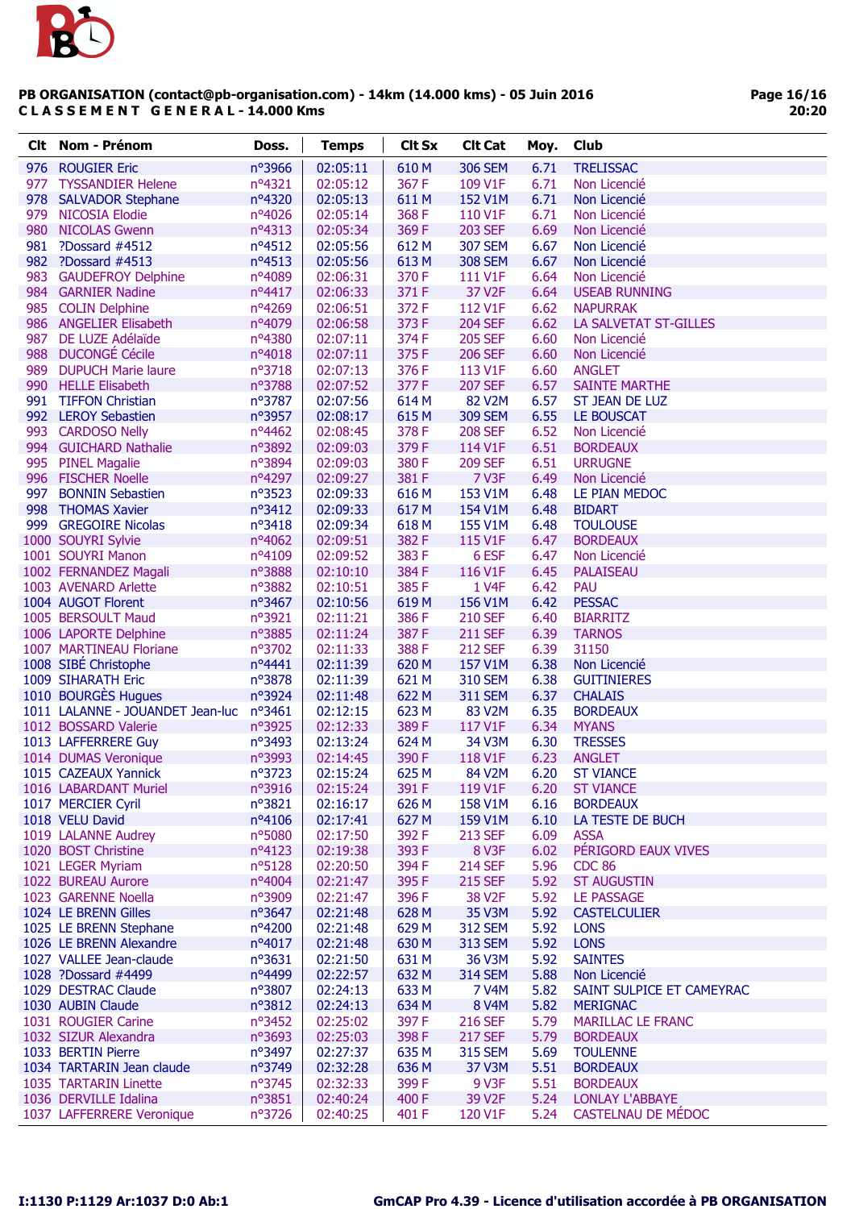**PB ORGANISATION (contact@pb-organisation.com) - 14km (14.000 kms) - 05 Juin 2016**
**C L A S S E M E N T G E N E R A L - 14.000 Kms**

| Clt | Nom - Prénom | Doss. | Temps | Clt Sx | Clt Cat | Moy. | Club |
|---|---|---|---|---|---|---|---|
| 976 | ROUGIER Eric | n°3966 | 02:05:11 | 610 M | 306 SEM | 6.71 | TRELISSAC |
| 977 | TYSSANDIER Helene | n°4321 | 02:05:12 | 367 F | 109 V1F | 6.71 | Non Licencié |
| 978 | SALVADOR Stephane | n°4320 | 02:05:13 | 611 M | 152 V1M | 6.71 | Non Licencié |
| 979 | NICOSIA Elodie | n°4026 | 02:05:14 | 368 F | 110 V1F | 6.71 | Non Licencié |
| 980 | NICOLAS Gwenn | n°4313 | 02:05:34 | 369 F | 203 SEF | 6.69 | Non Licencié |
| 981 | ?Dossard #4512 | n°4512 | 02:05:56 | 612 M | 307 SEM | 6.67 | Non Licencié |
| 982 | ?Dossard #4513 | n°4513 | 02:05:56 | 613 M | 308 SEM | 6.67 | Non Licencié |
| 983 | GAUDEFROY Delphine | n°4089 | 02:06:31 | 370 F | 111 V1F | 6.64 | Non Licencié |
| 984 | GARNIER Nadine | n°4417 | 02:06:33 | 371 F | 37 V2F | 6.64 | USEAB RUNNING |
| 985 | COLIN Delphine | n°4269 | 02:06:51 | 372 F | 112 V1F | 6.62 | NAPURRAK |
| 986 | ANGELIER Elisabeth | n°4079 | 02:06:58 | 373 F | 204 SEF | 6.62 | LA SALVETAT ST-GILLES |
| 987 | DE LUZE Adélaïde | n°4380 | 02:07:11 | 374 F | 205 SEF | 6.60 | Non Licencié |
| 988 | DUCONGÉ Cécile | n°4018 | 02:07:11 | 375 F | 206 SEF | 6.60 | Non Licencié |
| 989 | DUPUCH Marie laure | n°3718 | 02:07:13 | 376 F | 113 V1F | 6.60 | ANGLET |
| 990 | HELLE Elisabeth | n°3788 | 02:07:52 | 377 F | 207 SEF | 6.57 | SAINTE MARTHE |
| 991 | TIFFON Christian | n°3787 | 02:07:56 | 614 M | 82 V2M | 6.57 | ST JEAN DE LUZ |
| 992 | LEROY Sebastien | n°3957 | 02:08:17 | 615 M | 309 SEM | 6.55 | LE BOUSCAT |
| 993 | CARDOSO Nelly | n°4462 | 02:08:45 | 378 F | 208 SEF | 6.52 | Non Licencié |
| 994 | GUICHARD Nathalie | n°3892 | 02:09:03 | 379 F | 114 V1F | 6.51 | BORDEAUX |
| 995 | PINEL Magalie | n°3894 | 02:09:03 | 380 F | 209 SEF | 6.51 | URRUGNE |
| 996 | FISCHER Noelle | n°4297 | 02:09:27 | 381 F | 7 V3F | 6.49 | Non Licencié |
| 997 | BONNIN Sebastien | n°3523 | 02:09:33 | 616 M | 153 V1M | 6.48 | LE PIAN MEDOC |
| 998 | THOMAS Xavier | n°3412 | 02:09:33 | 617 M | 154 V1M | 6.48 | BIDART |
| 999 | GREGOIRE Nicolas | n°3418 | 02:09:34 | 618 M | 155 V1M | 6.48 | TOULOUSE |
| 1000 | SOUYRI Sylvie | n°4062 | 02:09:51 | 382 F | 115 V1F | 6.47 | BORDEAUX |
| 1001 | SOUYRI Manon | n°4109 | 02:09:52 | 383 F | 6 ESF | 6.47 | Non Licencié |
| 1002 | FERNANDEZ Magali | n°3888 | 02:10:10 | 384 F | 116 V1F | 6.45 | PALAISEAU |
| 1003 | AVENARD Arlette | n°3882 | 02:10:51 | 385 F | 1 V4F | 6.42 | PAU |
| 1004 | AUGOT Florent | n°3467 | 02:10:56 | 619 M | 156 V1M | 6.42 | PESSAC |
| 1005 | BERSOULT Maud | n°3921 | 02:11:21 | 386 F | 210 SEF | 6.40 | BIARRITZ |
| 1006 | LAPORTE Delphine | n°3885 | 02:11:24 | 387 F | 211 SEF | 6.39 | TARNOS |
| 1007 | MARTINEAU Floriane | n°3702 | 02:11:33 | 388 F | 212 SEF | 6.39 | 31150 |
| 1008 | SIBÉ Christophe | n°4441 | 02:11:39 | 620 M | 157 V1M | 6.38 | Non Licencié |
| 1009 | SIHARATH Eric | n°3878 | 02:11:39 | 621 M | 310 SEM | 6.38 | GUITINIERES |
| 1010 | BOURGÈS Hugues | n°3924 | 02:11:48 | 622 M | 311 SEM | 6.37 | CHALAIS |
| 1011 | LALANNE - JOUANDET Jean-luc | n°3461 | 02:12:15 | 623 M | 83 V2M | 6.35 | BORDEAUX |
| 1012 | BOSSARD Valerie | n°3925 | 02:12:33 | 389 F | 117 V1F | 6.34 | MYANS |
| 1013 | LAFFERRERE Guy | n°3493 | 02:13:24 | 624 M | 34 V3M | 6.30 | TRESSES |
| 1014 | DUMAS Veronique | n°3993 | 02:14:45 | 390 F | 118 V1F | 6.23 | ANGLET |
| 1015 | CAZEAUX Yannick | n°3723 | 02:15:24 | 625 M | 84 V2M | 6.20 | ST VIANCE |
| 1016 | LABARDANT Muriel | n°3916 | 02:15:24 | 391 F | 119 V1F | 6.20 | ST VIANCE |
| 1017 | MERCIER Cyril | n°3821 | 02:16:17 | 626 M | 158 V1M | 6.16 | BORDEAUX |
| 1018 | VELU David | n°4106 | 02:17:41 | 627 M | 159 V1M | 6.10 | LA TESTE DE BUCH |
| 1019 | LALANNE Audrey | n°5080 | 02:17:50 | 392 F | 213 SEF | 6.09 | ASSA |
| 1020 | BOST Christine | n°4123 | 02:19:38 | 393 F | 8 V3F | 6.02 | PÉRIGORD EAUX VIVES |
| 1021 | LEGER Myriam | n°5128 | 02:20:50 | 394 F | 214 SEF | 5.96 | CDC 86 |
| 1022 | BUREAU Aurore | n°4004 | 02:21:47 | 395 F | 215 SEF | 5.92 | ST AUGUSTIN |
| 1023 | GARENNE Noella | n°3909 | 02:21:47 | 396 F | 38 V2F | 5.92 | LE PASSAGE |
| 1024 | LE BRENN Gilles | n°3647 | 02:21:48 | 628 M | 35 V3M | 5.92 | CASTELCULIER |
| 1025 | LE BRENN Stephane | n°4200 | 02:21:48 | 629 M | 312 SEM | 5.92 | LONS |
| 1026 | LE BRENN Alexandre | n°4017 | 02:21:48 | 630 M | 313 SEM | 5.92 | LONS |
| 1027 | VALLEE Jean-claude | n°3631 | 02:21:50 | 631 M | 36 V3M | 5.92 | SAINTES |
| 1028 | ?Dossard #4499 | n°4499 | 02:22:57 | 632 M | 314 SEM | 5.88 | Non Licencié |
| 1029 | DESTRAC Claude | n°3807 | 02:24:13 | 633 M | 7 V4M | 5.82 | SAINT SULPICE ET CAMEYRAC |
| 1030 | AUBIN Claude | n°3812 | 02:24:13 | 634 M | 8 V4M | 5.82 | MERIGNAC |
| 1031 | ROUGIER Carine | n°3452 | 02:25:02 | 397 F | 216 SEF | 5.79 | MARILLAC LE FRANC |
| 1032 | SIZUR Alexandra | n°3693 | 02:25:03 | 398 F | 217 SEF | 5.79 | BORDEAUX |
| 1033 | BERTIN Pierre | n°3497 | 02:27:37 | 635 M | 315 SEM | 5.69 | TOULENNE |
| 1034 | TARTARIN Jean claude | n°3749 | 02:32:28 | 636 M | 37 V3M | 5.51 | BORDEAUX |
| 1035 | TARTARIN Linette | n°3745 | 02:32:33 | 399 F | 9 V3F | 5.51 | BORDEAUX |
| 1036 | DERVILLE Idalina | n°3851 | 02:40:24 | 400 F | 39 V2F | 5.24 | LONLAY L'ABBAYE |
| 1037 | LAFFERRERE Veronique | n°3726 | 02:40:25 | 401 F | 120 V1F | 5.24 | CASTELNAU DE MÉDOC |

I:1130 P:1129 Ar:1037 D:0 Ab:1

GmCAP Pro 4.39 - Licence d'utilisation accordée à PB ORGANISATION